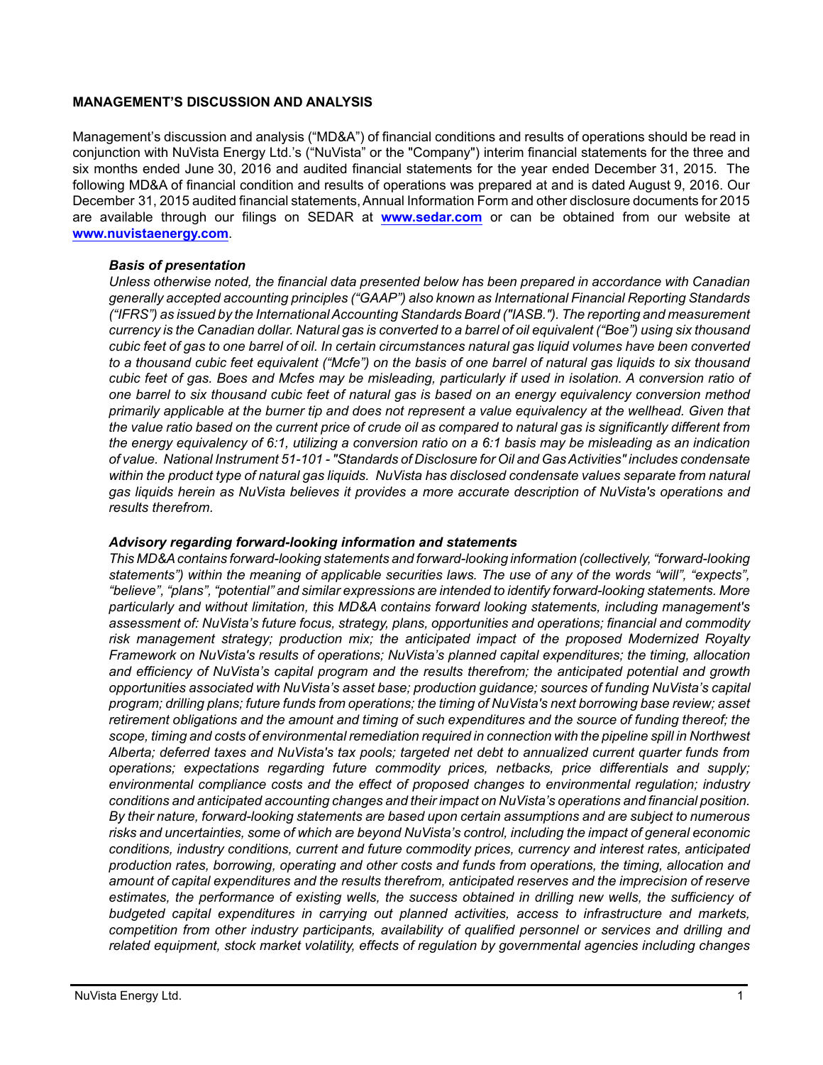## MANAGEMENT'S DISCUSSION AND ANALYSIS

Management's discussion and analysis ("MD&A") of financial conditions and results of operations should be read in conjunction with NuVista Energy Ltd.'s ("NuVista" or the "Company") interim financial statements for the three and six months ended June 30, 2016 and audited financial statements for the year ended December 31, 2015. The following MD&A of financial condition and results of operations was prepared at and is dated August 9, 2016. Our December 31, 2015 audited financial statements, Annual Information Form and other disclosure documents for 2015 are available through our filings on SEDAR at **www.sedar.com** or can be obtained from our website at **www.nuvistaenergy.com**.

### *Basis of presentation*

*Unless otherwise noted, the financial data presented below has been prepared in accordance with Canadian generally accepted accounting principles ("GAAP") also known as International Financial Reporting Standards ("IFRS") as issued by the International Accounting Standards Board ("IASB."). The reporting and measurement currency is the Canadian dollar. Natural gas is converted to a barrel of oil equivalent ("Boe") using six thousand cubic feet of gas to one barrel of oil. In certain circumstances natural gas liquid volumes have been converted to a thousand cubic feet equivalent ("Mcfe") on the basis of one barrel of natural gas liquids to six thousand cubic feet of gas. Boes and Mcfes may be misleading, particularly if used in isolation. A conversion ratio of one barrel to six thousand cubic feet of natural gas is based on an energy equivalency conversion method primarily applicable at the burner tip and does not represent a value equivalency at the wellhead. Given that the value ratio based on the current price of crude oil as compared to natural gas is significantly different from the energy equivalency of 6:1, utilizing a conversion ratio on a 6:1 basis may be misleading as an indication of value. National Instrument 51-101 - "Standards of Disclosure for Oil and Gas Activities" includes condensate within the product type of natural gas liquids. NuVista has disclosed condensate values separate from natural gas liquids herein as NuVista believes it provides a more accurate description of NuVista's operations and results therefrom.*

### *Advisory regarding forward-looking information and statements*

*This MD&A contains forward-looking statements and forward-looking information (collectively, "forward-looking statements") within the meaning of applicable securities laws. The use of any of the words "will", "expects", "believe", "plans", "potential" and similar expressions are intended to identify forward-looking statements. More particularly and without limitation, this MD&A contains forward looking statements, including management's assessment of: NuVista's future focus, strategy, plans, opportunities and operations; financial and commodity risk management strategy; production mix; the anticipated impact of the proposed Modernized Royalty Framework on NuVista's results of operations; NuVista's planned capital expenditures; the timing, allocation and efficiency of NuVista's capital program and the results therefrom; the anticipated potential and growth opportunities associated with NuVista's asset base; production guidance; sources of funding NuVista's capital program; drilling plans; future funds from operations; the timing of NuVista's next borrowing base review; asset retirement obligations and the amount and timing of such expenditures and the source of funding thereof; the scope, timing and costs of environmental remediation required in connection with the pipeline spill in Northwest Alberta; deferred taxes and NuVista's tax pools; targeted net debt to annualized current quarter funds from operations; expectations regarding future commodity prices, netbacks, price differentials and supply; environmental compliance costs and the effect of proposed changes to environmental regulation; industry conditions and anticipated accounting changes and their impact on NuVista's operations and financial position. By their nature, forward-looking statements are based upon certain assumptions and are subject to numerous risks and uncertainties, some of which are beyond NuVista's control, including the impact of general economic conditions, industry conditions, current and future commodity prices, currency and interest rates, anticipated production rates, borrowing, operating and other costs and funds from operations, the timing, allocation and amount of capital expenditures and the results therefrom, anticipated reserves and the imprecision of reserve estimates, the performance of existing wells, the success obtained in drilling new wells, the sufficiency of budgeted capital expenditures in carrying out planned activities, access to infrastructure and markets, competition from other industry participants, availability of qualified personnel or services and drilling and related equipment, stock market volatility, effects of regulation by governmental agencies including changes*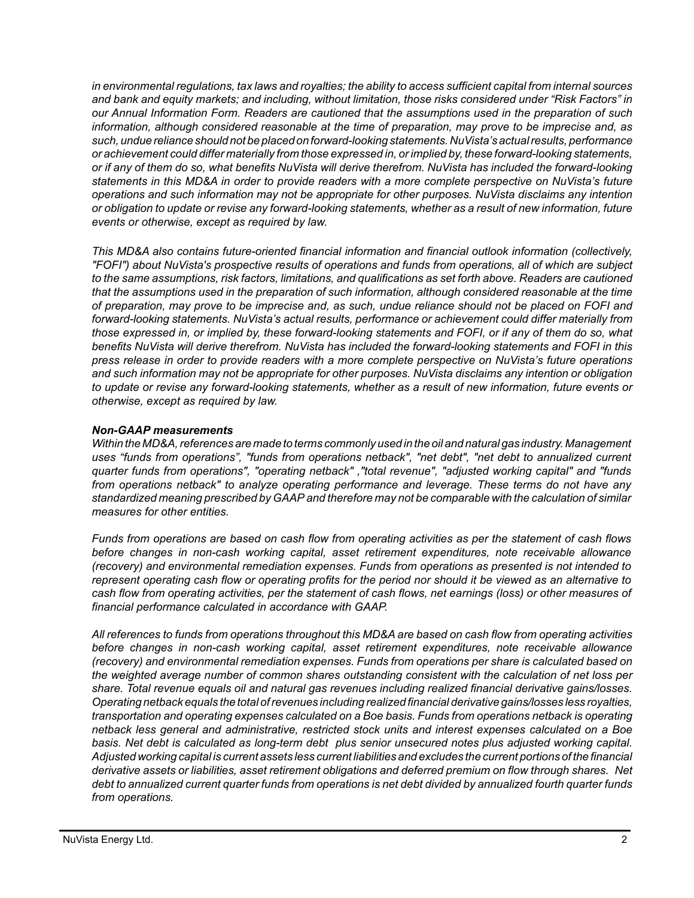*in environmental regulations, tax laws and royalties; the ability to access sufficient capital from internal sources and bank and equity markets; and including, without limitation, those risks considered under "Risk Factors" in our Annual Information Form. Readers are cautioned that the assumptions used in the preparation of such information, although considered reasonable at the time of preparation, may prove to be imprecise and, as such, undue reliance should not be placed on forward-looking statements. NuVista's actual results, performance or achievement could differ materially from those expressed in, or implied by, these forward-looking statements, or if any of them do so, what benefits NuVista will derive therefrom. NuVista has included the forward-looking statements in this MD&A in order to provide readers with a more complete perspective on NuVista's future operations and such information may not be appropriate for other purposes. NuVista disclaims any intention or obligation to update or revise any forward-looking statements, whether as a result of new information, future events or otherwise, except as required by law.*

*This MD&A also contains future-oriented financial information and financial outlook information (collectively, "FOFI") about NuVista's prospective results of operations and funds from operations, all of which are subject to the same assumptions, risk factors, limitations, and qualifications as set forth above. Readers are cautioned that the assumptions used in the preparation of such information, although considered reasonable at the time of preparation, may prove to be imprecise and, as such, undue reliance should not be placed on FOFI and forward-looking statements. NuVista's actual results, performance or achievement could differ materially from those expressed in, or implied by, these forward-looking statements and FOFI, or if any of them do so, what benefits NuVista will derive therefrom. NuVista has included the forward-looking statements and FOFI in this press release in order to provide readers with a more complete perspective on NuVista's future operations and such information may not be appropriate for other purposes. NuVista disclaims any intention or obligation to update or revise any forward-looking statements, whether as a result of new information, future events or otherwise, except as required by law.*

***Non-GAAP measurements***

*Within the MD&A, references are made to terms commonly used in the oil and natural gas industry. Management uses "funds from operations", "funds from operations netback", "net debt", "net debt to annualized current quarter funds from operations", "operating netback" ,"total revenue", "adjusted working capital" and "funds from operations netback" to analyze operating performance and leverage. These terms do not have any standardized meaning prescribed by GAAP and therefore may not be comparable with the calculation of similar measures for other entities.*

*Funds from operations are based on cash flow from operating activities as per the statement of cash flows before changes in non-cash working capital, asset retirement expenditures, note receivable allowance (recovery) and environmental remediation expenses. Funds from operations as presented is not intended to represent operating cash flow or operating profits for the period nor should it be viewed as an alternative to cash flow from operating activities, per the statement of cash flows, net earnings (loss) or other measures of financial performance calculated in accordance with GAAP.*

*All references to funds from operations throughout this MD&A are based on cash flow from operating activities before changes in non-cash working capital, asset retirement expenditures, note receivable allowance (recovery) and environmental remediation expenses. Funds from operations per share is calculated based on the weighted average number of common shares outstanding consistent with the calculation of net loss per share. Total revenue equals oil and natural gas revenues including realized financial derivative gains/losses. Operating netback equals the total of revenues including realized financial derivative gains/losses less royalties, transportation and operating expenses calculated on a Boe basis. Funds from operations netback is operating netback less general and administrative, restricted stock units and interest expenses calculated on a Boe basis. Net debt is calculated as long-term debt plus senior unsecured notes plus adjusted working capital. Adjusted working capital is current assets less current liabilities and excludes the current portions of the financial derivative assets or liabilities, asset retirement obligations and deferred premium on flow through shares. Net debt to annualized current quarter funds from operations is net debt divided by annualized fourth quarter funds from operations.*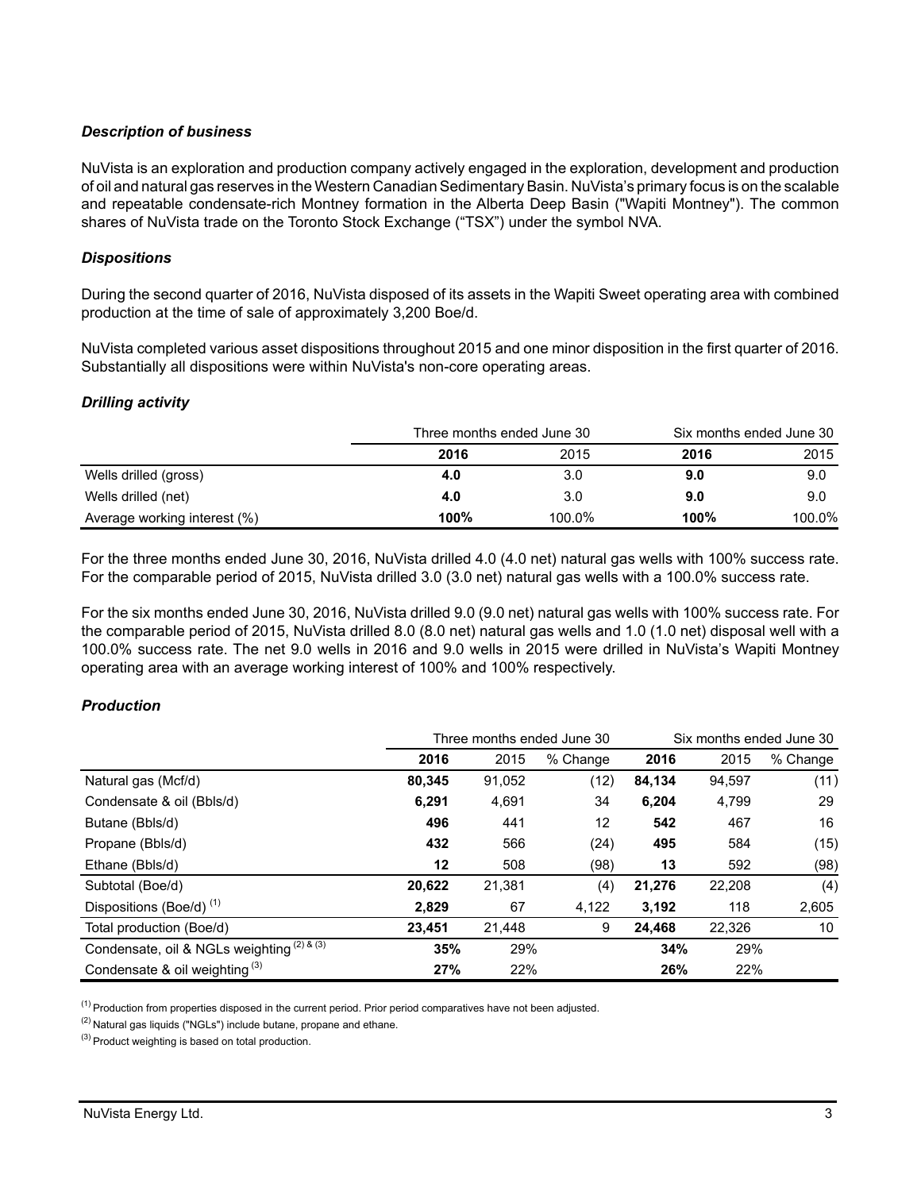### *Description of business*

NuVista is an exploration and production company actively engaged in the exploration, development and production of oil and natural gas reserves in the Western Canadian Sedimentary Basin. NuVista's primary focus is on the scalable and repeatable condensate-rich Montney formation in the Alberta Deep Basin ("Wapiti Montney"). The common shares of NuVista trade on the Toronto Stock Exchange ("TSX") under the symbol NVA.

### *Dispositions*

During the second quarter of 2016, NuVista disposed of its assets in the Wapiti Sweet operating area with combined production at the time of sale of approximately 3,200 Boe/d.

NuVista completed various asset dispositions throughout 2015 and one minor disposition in the first quarter of 2016. Substantially all dispositions were within NuVista's non-core operating areas.

### *Drilling activity*

| | Three months ended June 30 | | Six months ended June 30 | |
|---|---|---|---|---|
| | **2016** | 2015 | **2016** | 2015 |
| Wells drilled (gross) | **4.0** | 3.0 | **9.0** | 9.0 |
| Wells drilled (net) | **4.0** | 3.0 | **9.0** | 9.0 |
| Average working interest (%) | **100%** | 100.0% | **100%** | 100.0% |

For the three months ended June 30, 2016, NuVista drilled 4.0 (4.0 net) natural gas wells with 100% success rate. For the comparable period of 2015, NuVista drilled 3.0 (3.0 net) natural gas wells with a 100.0% success rate.

For the six months ended June 30, 2016, NuVista drilled 9.0 (9.0 net) natural gas wells with 100% success rate. For the comparable period of 2015, NuVista drilled 8.0 (8.0 net) natural gas wells and 1.0 (1.0 net) disposal well with a 100.0% success rate. The net 9.0 wells in 2016 and 9.0 wells in 2015 were drilled in NuVista's Wapiti Montney operating area with an average working interest of 100% and 100% respectively.

### *Production*

| | Three months ended June 30 | | | Six months ended June 30 | | |
|---|---|---|---|---|---|---|
| | **2016** | 2015 | % Change | **2016** | 2015 | % Change |
| Natural gas (Mcf/d) | **80,345** | 91,052 | (12) | **84,134** | 94,597 | (11) |
| Condensate & oil (Bbls/d) | **6,291** | 4,691 | 34 | **6,204** | 4,799 | 29 |
| Butane (Bbls/d) | **496** | 441 | 12 | **542** | 467 | 16 |
| Propane (Bbls/d) | **432** | 566 | (24) | **495** | 584 | (15) |
| Ethane (Bbls/d) | **12** | 508 | (98) | **13** | 592 | (98) |
| Subtotal (Boe/d) | **20,622** | 21,381 | (4) | **21,276** | 22,208 | (4) |
| Dispositions (Boe/d) [(1)] | **2,829** | 67 | 4,122 | **3,192** | 118 | 2,605 |
| Total production (Boe/d) | **23,451** | 21,448 | 9 | **24,468** | 22,326 | 10 |
| Condensate, oil & NGLs weighting [(2) & (3)] | **35%** | 29% | | **34%** | 29% | |
| Condensate & oil weighting [(3)] | **27%** | 22% | | **26%** | 22% | |

[(1)] Production from properties disposed in the current period. Prior period comparatives have not been adjusted.

[(2)] Natural gas liquids ("NGLs") include butane, propane and ethane.

[(3)] Product weighting is based on total production.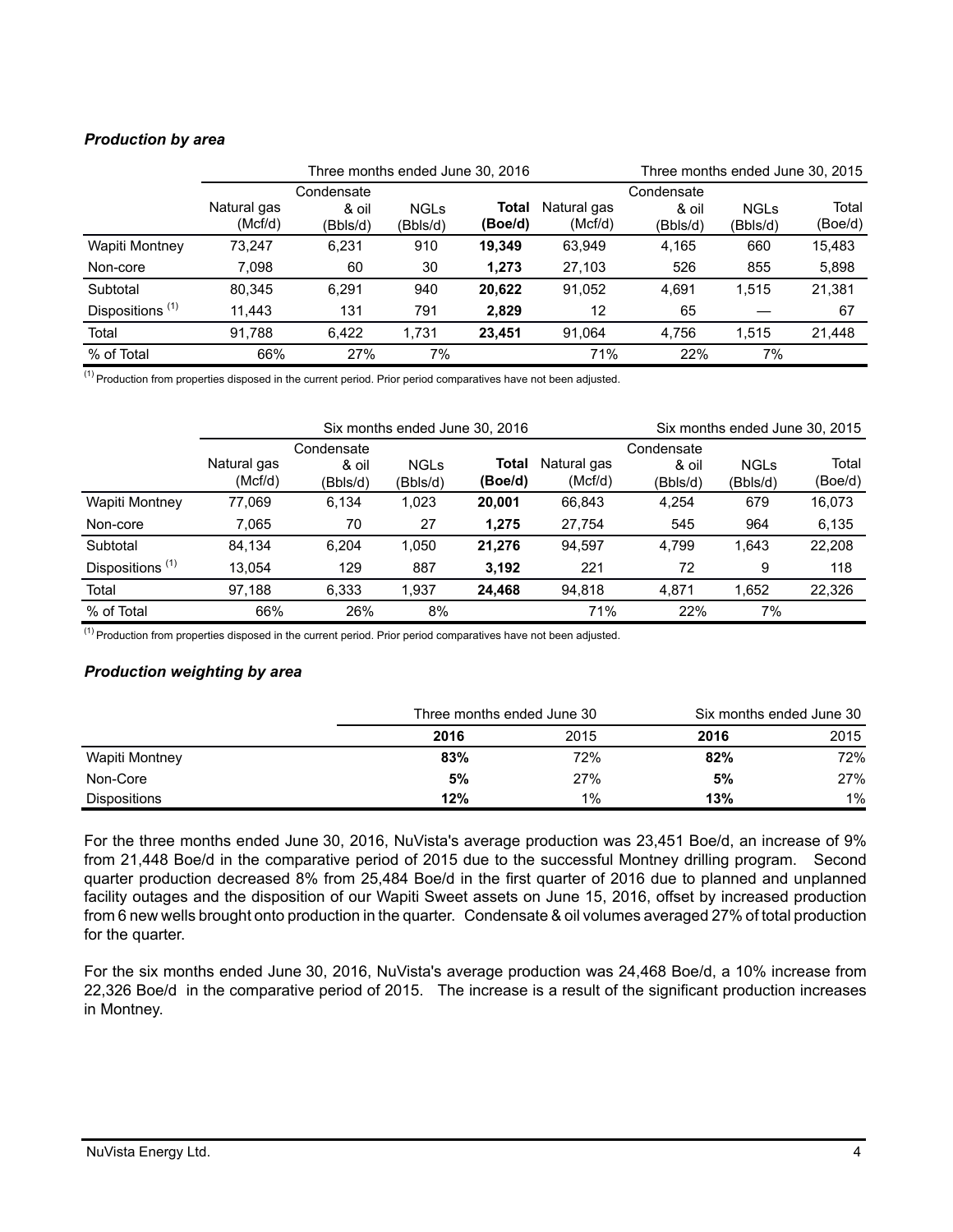***Production by area***

| | Three months ended June 30, 2016 | | | | Three months ended June 30, 2015 | | | |
|---|---|---|---|---|---|---|---|---|
| | Natural gas (Mcf/d) | Condensate & oil (Bbls/d) | NGLs (Bbls/d) | **Total (Boe/d)** | Natural gas (Mcf/d) | Condensate & oil (Bbls/d) | NGLs (Bbls/d) | Total (Boe/d) |
| Wapiti Montney | 73,247 | 6,231 | 910 | **19,349** | 63,949 | 4,165 | 660 | 15,483 |
| Non-core | 7,098 | 60 | 30 | **1,273** | 27,103 | 526 | 855 | 5,898 |
| Subtotal | 80,345 | 6,291 | 940 | **20,622** | 91,052 | 4,691 | 1,515 | 21,381 |
| Dispositions [(1)] | 11,443 | 131 | 791 | **2,829** | 12 | 65 | — | 67 |
| Total | 91,788 | 6,422 | 1,731 | **23,451** | 91,064 | 4,756 | 1,515 | 21,448 |
| % of Total | 66% | 27% | 7% | | 71% | 22% | 7% | |

[(1)] Production from properties disposed in the current period. Prior period comparatives have not been adjusted.

| | Six months ended June 30, 2016 | | | | Six months ended June 30, 2015 | | | |
|---|---|---|---|---|---|---|---|---|
| | Natural gas (Mcf/d) | Condensate & oil (Bbls/d) | NGLs (Bbls/d) | **Total (Boe/d)** | Natural gas (Mcf/d) | Condensate & oil (Bbls/d) | NGLs (Bbls/d) | Total (Boe/d) |
| Wapiti Montney | 77,069 | 6,134 | 1,023 | **20,001** | 66,843 | 4,254 | 679 | 16,073 |
| Non-core | 7,065 | 70 | 27 | **1,275** | 27,754 | 545 | 964 | 6,135 |
| Subtotal | 84,134 | 6,204 | 1,050 | **21,276** | 94,597 | 4,799 | 1,643 | 22,208 |
| Dispositions [(1)] | 13,054 | 129 | 887 | **3,192** | 221 | 72 | 9 | 118 |
| Total | 97,188 | 6,333 | 1,937 | **24,468** | 94,818 | 4,871 | 1,652 | 22,326 |
| % of Total | 66% | 26% | 8% | | 71% | 22% | 7% | |

[(1)] Production from properties disposed in the current period. Prior period comparatives have not been adjusted.

***Production weighting by area***

| | Three months ended June 30 | | Six months ended June 30 | |
|---|---|---|---|---|
| | **2016** | 2015 | **2016** | 2015 |
| Wapiti Montney | **83%** | 72% | **82%** | 72% |
| Non-Core | **5%** | 27% | **5%** | 27% |
| Dispositions | **12%** | 1% | **13%** | 1% |

For the three months ended June 30, 2016, NuVista's average production was 23,451 Boe/d, an increase of 9% from 21,448 Boe/d in the comparative period of 2015 due to the successful Montney drilling program. Second quarter production decreased 8% from 25,484 Boe/d in the first quarter of 2016 due to planned and unplanned facility outages and the disposition of our Wapiti Sweet assets on June 15, 2016, offset by increased production from 6 new wells brought onto production in the quarter. Condensate & oil volumes averaged 27% of total production for the quarter.

For the six months ended June 30, 2016, NuVista's average production was 24,468 Boe/d, a 10% increase from 22,326 Boe/d in the comparative period of 2015. The increase is a result of the significant production increases in Montney.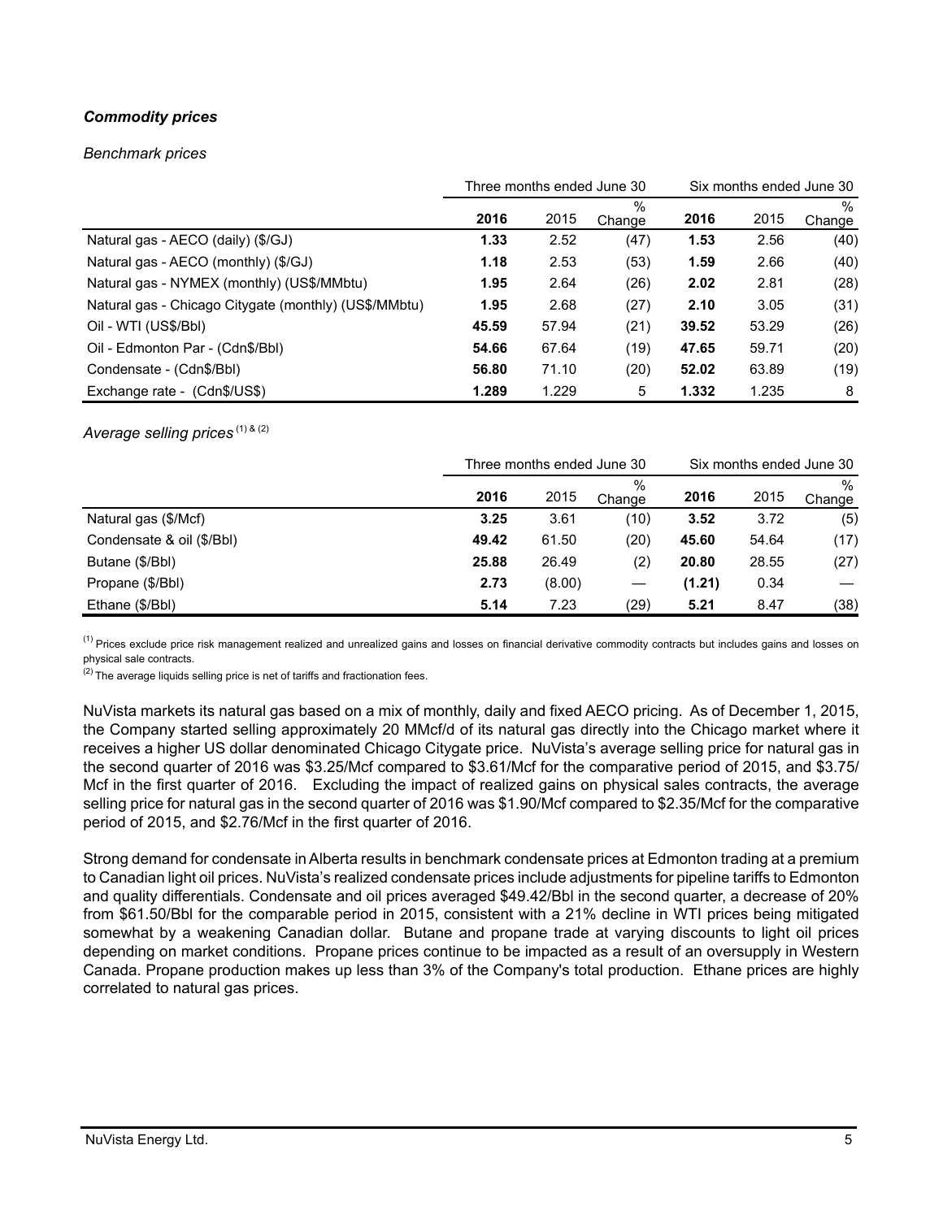### *Commodity prices*

*Benchmark prices*

| | Three months ended June 30 | | | Six months ended June 30 | | |
|---|---|---|---|---|---|---|
| | **2016** | 2015 | % Change | **2016** | 2015 | % Change |
| Natural gas - AECO (daily) ($/GJ) | **1.33** | 2.52 | (47) | **1.53** | 2.56 | (40) |
| Natural gas - AECO (monthly) ($/GJ) | **1.18** | 2.53 | (53) | **1.59** | 2.66 | (40) |
| Natural gas - NYMEX (monthly) (US$/MMbtu) | **1.95** | 2.64 | (26) | **2.02** | 2.81 | (28) |
| Natural gas - Chicago Citygate (monthly) (US$/MMbtu) | **1.95** | 2.68 | (27) | **2.10** | 3.05 | (31) |
| Oil - WTI (US$/Bbl) | **45.59** | 57.94 | (21) | **39.52** | 53.29 | (26) |
| Oil - Edmonton Par - (Cdn$/Bbl) | **54.66** | 67.64 | (19) | **47.65** | 59.71 | (20) |
| Condensate - (Cdn$/Bbl) | **56.80** | 71.10 | (20) | **52.02** | 63.89 | (19) |
| Exchange rate - (Cdn$/US$) | **1.289** | 1.229 | 5 | **1.332** | 1.235 | 8 |

*Average selling prices* [(1) & (2)]

| | Three months ended June 30 | | | Six months ended June 30 | | |
|---|---|---|---|---|---|---|
| | **2016** | 2015 | % Change | **2016** | 2015 | % Change |
| Natural gas ($/Mcf) | **3.25** | 3.61 | (10) | **3.52** | 3.72 | (5) |
| Condensate & oil ($/Bbl) | **49.42** | 61.50 | (20) | **45.60** | 54.64 | (17) |
| Butane ($/Bbl) | **25.88** | 26.49 | (2) | **20.80** | 28.55 | (27) |
| Propane ($/Bbl) | **2.73** | (8.00) | — | **(1.21)** | 0.34 | — |
| Ethane ($/Bbl) | **5.14** | 7.23 | (29) | **5.21** | 8.47 | (38) |

(1) Prices exclude price risk management realized and unrealized gains and losses on financial derivative commodity contracts but includes gains and losses on physical sale contracts.

(2) The average liquids selling price is net of tariffs and fractionation fees.

NuVista markets its natural gas based on a mix of monthly, daily and fixed AECO pricing. As of December 1, 2015, the Company started selling approximately 20 MMcf/d of its natural gas directly into the Chicago market where it receives a higher US dollar denominated Chicago Citygate price. NuVista's average selling price for natural gas in the second quarter of 2016 was $3.25/Mcf compared to $3.61/Mcf for the comparative period of 2015, and $3.75/Mcf in the first quarter of 2016. Excluding the impact of realized gains on physical sales contracts, the average selling price for natural gas in the second quarter of 2016 was $1.90/Mcf compared to $2.35/Mcf for the comparative period of 2015, and $2.76/Mcf in the first quarter of 2016.

Strong demand for condensate in Alberta results in benchmark condensate prices at Edmonton trading at a premium to Canadian light oil prices. NuVista's realized condensate prices include adjustments for pipeline tariffs to Edmonton and quality differentials. Condensate and oil prices averaged $49.42/Bbl in the second quarter, a decrease of 20% from $61.50/Bbl for the comparable period in 2015, consistent with a 21% decline in WTI prices being mitigated somewhat by a weakening Canadian dollar. Butane and propane trade at varying discounts to light oil prices depending on market conditions. Propane prices continue to be impacted as a result of an oversupply in Western Canada. Propane production makes up less than 3% of the Company's total production. Ethane prices are highly correlated to natural gas prices.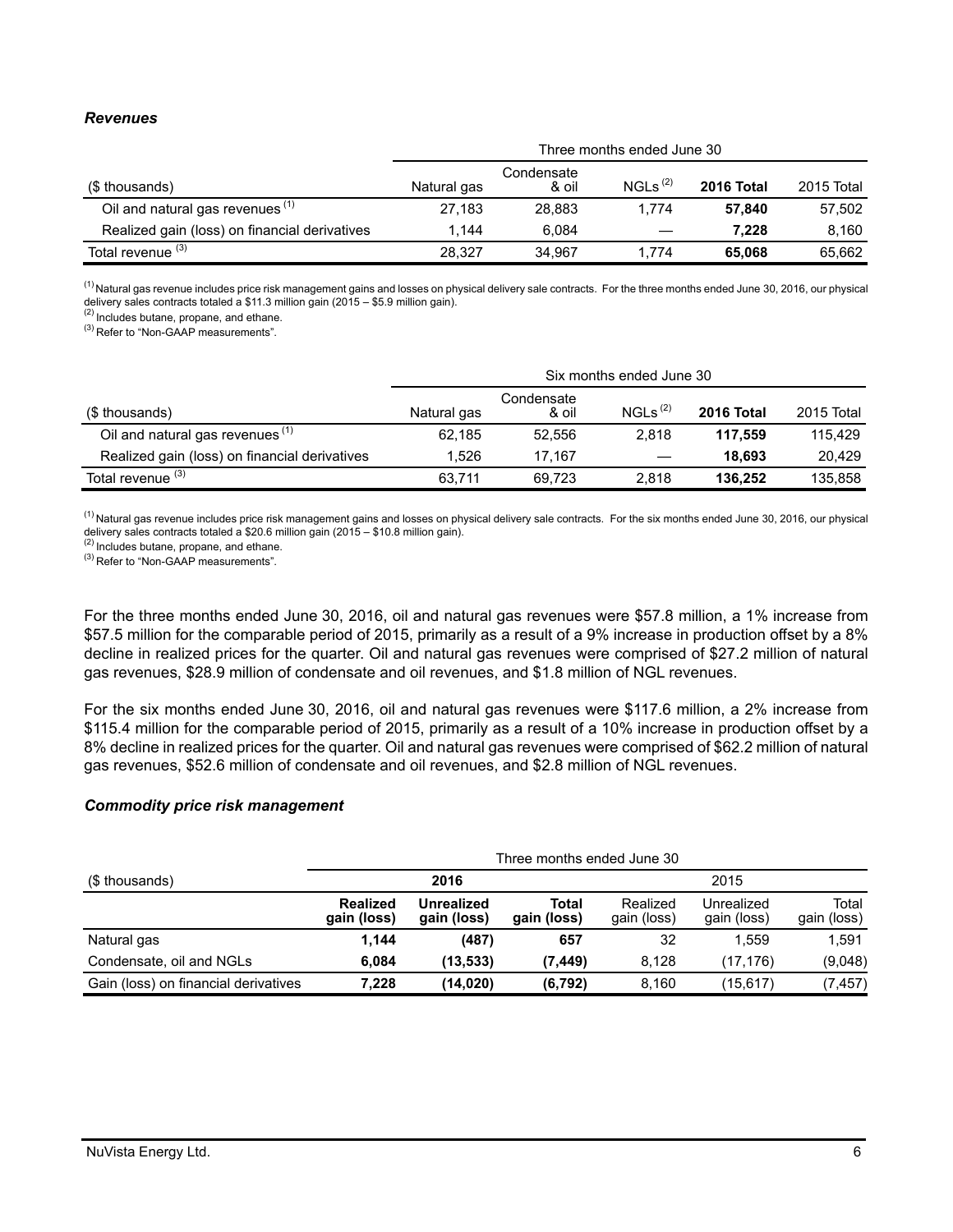### *Revenues*

| | Three months ended June 30 | | | | |
|---|---|---|---|---|---|
| ($ thousands) | Natural gas | Condensate & oil | NGLs [(2)] | **2016 Total** | 2015 Total |
| Oil and natural gas revenues [(1)] | 27,183 | 28,883 | 1,774 | **57,840** | 57,502 |
| Realized gain (loss) on financial derivatives | 1,144 | 6,084 | — | **7,228** | 8,160 |
| Total revenue [(3)] | 28,327 | 34,967 | 1,774 | **65,068** | 65,662 |

[(1)] Natural gas revenue includes price risk management gains and losses on physical delivery sale contracts. For the three months ended June 30, 2016, our physical delivery sales contracts totaled a $11.3 million gain (2015 – $5.9 million gain).
[(2)] Includes butane, propane, and ethane.
[(3)] Refer to "Non-GAAP measurements".

| | Six months ended June 30 | | | | |
|---|---|---|---|---|---|
| ($ thousands) | Natural gas | Condensate & oil | NGLs [(2)] | **2016 Total** | 2015 Total |
| Oil and natural gas revenues [(1)] | 62,185 | 52,556 | 2,818 | **117,559** | 115,429 |
| Realized gain (loss) on financial derivatives | 1,526 | 17,167 | — | **18,693** | 20,429 |
| Total revenue [(3)] | 63,711 | 69,723 | 2,818 | **136,252** | 135,858 |

[(1)] Natural gas revenue includes price risk management gains and losses on physical delivery sale contracts. For the six months ended June 30, 2016, our physical delivery sales contracts totaled a $20.6 million gain (2015 – $10.8 million gain).
[(2)] Includes butane, propane, and ethane.
[(3)] Refer to "Non-GAAP measurements".

For the three months ended June 30, 2016, oil and natural gas revenues were $57.8 million, a 1% increase from $57.5 million for the comparable period of 2015, primarily as a result of a 9% increase in production offset by a 8% decline in realized prices for the quarter. Oil and natural gas revenues were comprised of $27.2 million of natural gas revenues, $28.9 million of condensate and oil revenues, and $1.8 million of NGL revenues.

For the six months ended June 30, 2016, oil and natural gas revenues were $117.6 million, a 2% increase from $115.4 million for the comparable period of 2015, primarily as a result of a 10% increase in production offset by a 8% decline in realized prices for the quarter. Oil and natural gas revenues were comprised of $62.2 million of natural gas revenues, $52.6 million of condensate and oil revenues, and $2.8 million of NGL revenues.

### *Commodity price risk management*

| | Three months ended June 30 | | | | | |
|---|---|---|---|---|---|---|
| ($ thousands) | **2016** | | | 2015 | | |
| | **Realized gain (loss)** | **Unrealized gain (loss)** | **Total gain (loss)** | Realized gain (loss) | Unrealized gain (loss) | Total gain (loss) |
| Natural gas | **1,144** | **(487)** | **657** | 32 | 1,559 | 1,591 |
| Condensate, oil and NGLs | **6,084** | **(13,533)** | **(7,449)** | 8,128 | (17,176) | (9,048) |
| Gain (loss) on financial derivatives | **7,228** | **(14,020)** | **(6,792)** | 8,160 | (15,617) | (7,457) |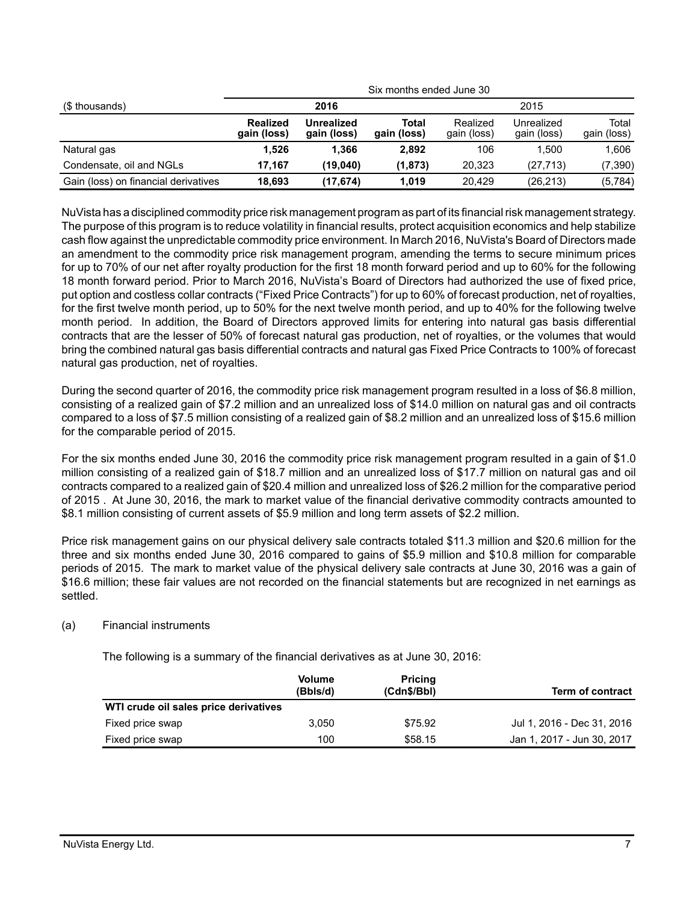|  | Six months ended June 30 | | | | | |
|---|---|---|---|---|---|---|
| ($ thousands) | **2016** | | | 2015 | | |
|  | **Realized gain (loss)** | **Unrealized gain (loss)** | **Total gain (loss)** | Realized gain (loss) | Unrealized gain (loss) | Total gain (loss) |
| Natural gas | **1,526** | **1,366** | **2,892** | 106 | 1,500 | 1,606 |
| Condensate, oil and NGLs | **17,167** | **(19,040)** | **(1,873)** | 20,323 | (27,713) | (7,390) |
| Gain (loss) on financial derivatives | **18,693** | **(17,674)** | **1,019** | 20,429 | (26,213) | (5,784) |

NuVista has a disciplined commodity price risk management program as part of its financial risk management strategy. The purpose of this program is to reduce volatility in financial results, protect acquisition economics and help stabilize cash flow against the unpredictable commodity price environment. In March 2016, NuVista's Board of Directors made an amendment to the commodity price risk management program, amending the terms to secure minimum prices for up to 70% of our net after royalty production for the first 18 month forward period and up to 60% for the following 18 month forward period. Prior to March 2016, NuVista's Board of Directors had authorized the use of fixed price, put option and costless collar contracts ("Fixed Price Contracts") for up to 60% of forecast production, net of royalties, for the first twelve month period, up to 50% for the next twelve month period, and up to 40% for the following twelve month period. In addition, the Board of Directors approved limits for entering into natural gas basis differential contracts that are the lesser of 50% of forecast natural gas production, net of royalties, or the volumes that would bring the combined natural gas basis differential contracts and natural gas Fixed Price Contracts to 100% of forecast natural gas production, net of royalties.

During the second quarter of 2016, the commodity price risk management program resulted in a loss of $6.8 million, consisting of a realized gain of $7.2 million and an unrealized loss of $14.0 million on natural gas and oil contracts compared to a loss of $7.5 million consisting of a realized gain of $8.2 million and an unrealized loss of $15.6 million for the comparable period of 2015.

For the six months ended June 30, 2016 the commodity price risk management program resulted in a gain of $1.0 million consisting of a realized gain of $18.7 million and an unrealized loss of $17.7 million on natural gas and oil contracts compared to a realized gain of $20.4 million and unrealized loss of $26.2 million for the comparative period of 2015 . At June 30, 2016, the mark to market value of the financial derivative commodity contracts amounted to $8.1 million consisting of current assets of $5.9 million and long term assets of $2.2 million.

Price risk management gains on our physical delivery sale contracts totaled $11.3 million and $20.6 million for the three and six months ended June 30, 2016 compared to gains of $5.9 million and $10.8 million for comparable periods of 2015. The mark to market value of the physical delivery sale contracts at June 30, 2016 was a gain of $16.6 million; these fair values are not recorded on the financial statements but are recognized in net earnings as settled.

(a) Financial instruments

The following is a summary of the financial derivatives as at June 30, 2016:

|  | **Volume (Bbls/d)** | **Pricing (Cdn$/Bbl)** | **Term of contract** |
|---|---|---|---|
| **WTI crude oil sales price derivatives** |  |  |  |
| Fixed price swap | 3,050 | $75.92 | Jul 1, 2016 - Dec 31, 2016 |
| Fixed price swap | 100 | $58.15 | Jan 1, 2017 - Jun 30, 2017 |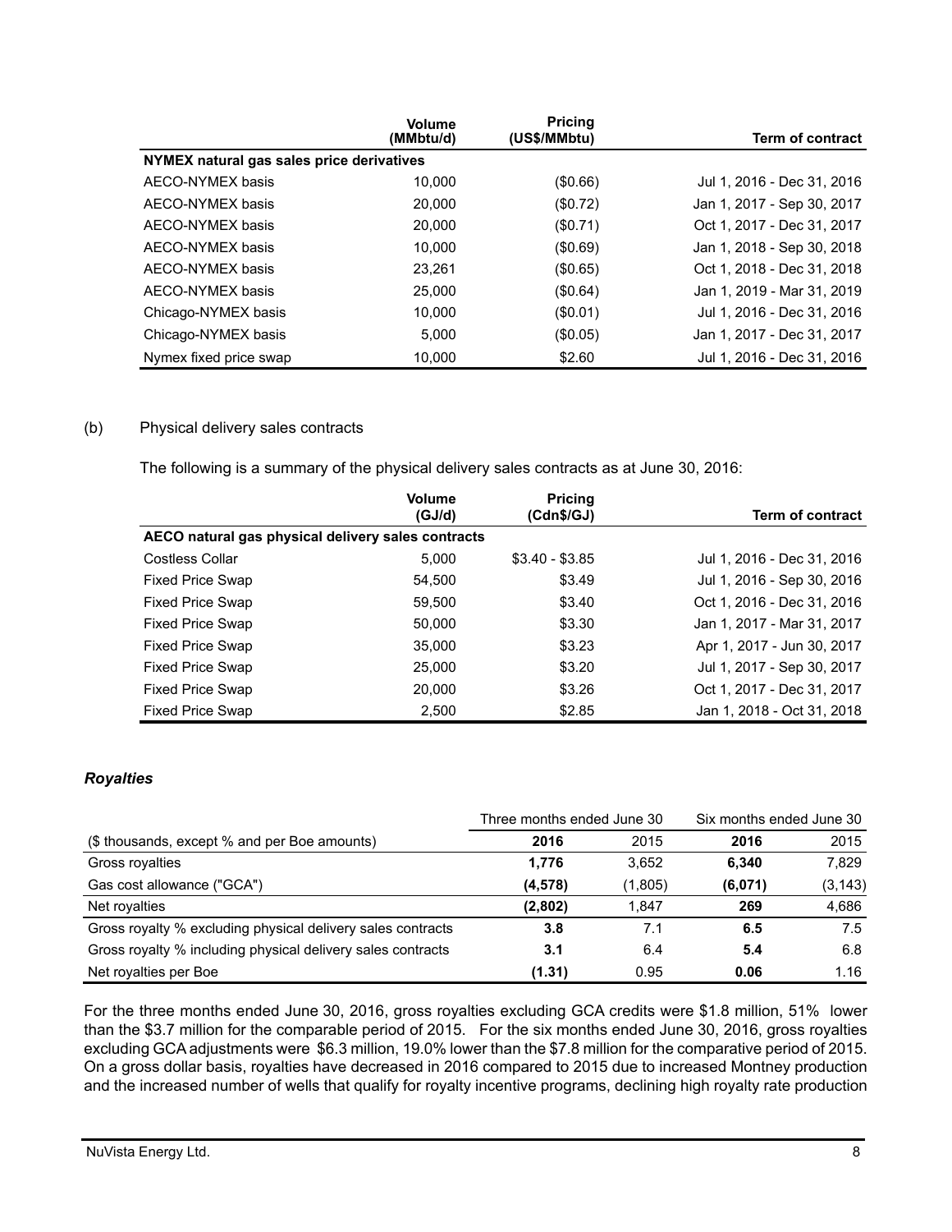|  | Volume (MMbtu/d) | Pricing (US$/MMbtu) | Term of contract |
|---|---|---|---|
| **NYMEX natural gas sales price derivatives** | | | |
| AECO-NYMEX basis | 10,000 | ($0.66) | Jul 1, 2016 - Dec 31, 2016 |
| AECO-NYMEX basis | 20,000 | ($0.72) | Jan 1, 2017 - Sep 30, 2017 |
| AECO-NYMEX basis | 20,000 | ($0.71) | Oct 1, 2017 - Dec 31, 2017 |
| AECO-NYMEX basis | 10,000 | ($0.69) | Jan 1, 2018 - Sep 30, 2018 |
| AECO-NYMEX basis | 23,261 | ($0.65) | Oct 1, 2018 - Dec 31, 2018 |
| AECO-NYMEX basis | 25,000 | ($0.64) | Jan 1, 2019 - Mar 31, 2019 |
| Chicago-NYMEX basis | 10,000 | ($0.01) | Jul 1, 2016 - Dec 31, 2016 |
| Chicago-NYMEX basis | 5,000 | ($0.05) | Jan 1, 2017 - Dec 31, 2017 |
| Nymex fixed price swap | 10,000 | $2.60 | Jul 1, 2016 - Dec 31, 2016 |

(b) Physical delivery sales contracts

The following is a summary of the physical delivery sales contracts as at June 30, 2016:

|  | Volume (GJ/d) | Pricing (Cdn$/GJ) | Term of contract |
|---|---|---|---|
| **AECO natural gas physical delivery sales contracts** | | | |
| Costless Collar | 5,000 | $3.40 - $3.85 | Jul 1, 2016 - Dec 31, 2016 |
| Fixed Price Swap | 54,500 | $3.49 | Jul 1, 2016 - Sep 30, 2016 |
| Fixed Price Swap | 59,500 | $3.40 | Oct 1, 2016 - Dec 31, 2016 |
| Fixed Price Swap | 50,000 | $3.30 | Jan 1, 2017 - Mar 31, 2017 |
| Fixed Price Swap | 35,000 | $3.23 | Apr 1, 2017 - Jun 30, 2017 |
| Fixed Price Swap | 25,000 | $3.20 | Jul 1, 2017 - Sep 30, 2017 |
| Fixed Price Swap | 20,000 | $3.26 | Oct 1, 2017 - Dec 31, 2017 |
| Fixed Price Swap | 2,500 | $2.85 | Jan 1, 2018 - Oct 31, 2018 |

### *Royalties*

|  | Three months ended June 30 | | Six months ended June 30 | |
|---|---|---|---|---|
| ($ thousands, except % and per Boe amounts) | **2016** | 2015 | **2016** | 2015 |
| Gross royalties | **1,776** | 3,652 | **6,340** | 7,829 |
| Gas cost allowance ("GCA") | **(4,578)** | (1,805) | **(6,071)** | (3,143) |
| Net royalties | **(2,802)** | 1,847 | **269** | 4,686 |
| Gross royalty % excluding physical delivery sales contracts | **3.8** | 7.1 | **6.5** | 7.5 |
| Gross royalty % including physical delivery sales contracts | **3.1** | 6.4 | **5.4** | 6.8 |
| Net royalties per Boe | **(1.31)** | 0.95 | **0.06** | 1.16 |

For the three months ended June 30, 2016, gross royalties excluding GCA credits were $1.8 million, 51% lower than the $3.7 million for the comparable period of 2015. For the six months ended June 30, 2016, gross royalties excluding GCA adjustments were $6.3 million, 19.0% lower than the $7.8 million for the comparative period of 2015. On a gross dollar basis, royalties have decreased in 2016 compared to 2015 due to increased Montney production and the increased number of wells that qualify for royalty incentive programs, declining high royalty rate production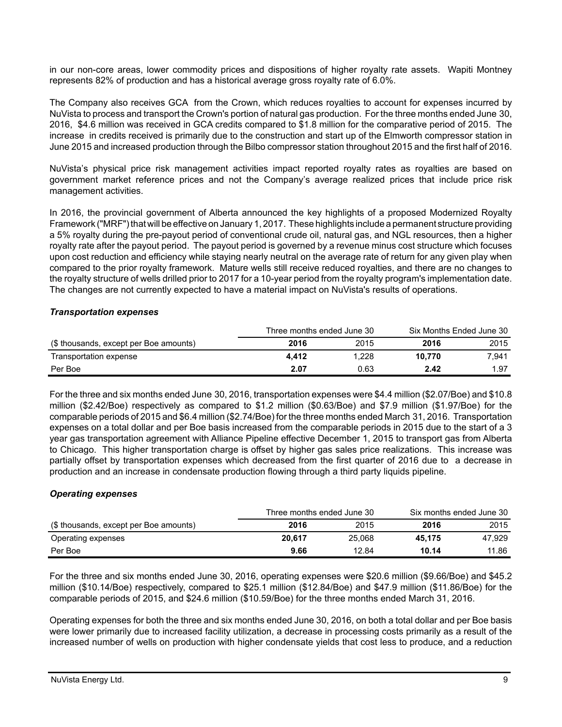in our non-core areas, lower commodity prices and dispositions of higher royalty rate assets. Wapiti Montney represents 82% of production and has a historical average gross royalty rate of 6.0%.

The Company also receives GCA from the Crown, which reduces royalties to account for expenses incurred by NuVista to process and transport the Crown's portion of natural gas production. For the three months ended June 30, 2016, $4.6 million was received in GCA credits compared to $1.8 million for the comparative period of 2015. The increase in credits received is primarily due to the construction and start up of the Elmworth compressor station in June 2015 and increased production through the Bilbo compressor station throughout 2015 and the first half of 2016.

NuVista's physical price risk management activities impact reported royalty rates as royalties are based on government market reference prices and not the Company's average realized prices that include price risk management activities.

In 2016, the provincial government of Alberta announced the key highlights of a proposed Modernized Royalty Framework ("MRF") that will be effective on January 1, 2017. These highlights include a permanent structure providing a 5% royalty during the pre-payout period of conventional crude oil, natural gas, and NGL resources, then a higher royalty rate after the payout period. The payout period is governed by a revenue minus cost structure which focuses upon cost reduction and efficiency while staying nearly neutral on the average rate of return for any given play when compared to the prior royalty framework. Mature wells still receive reduced royalties, and there are no changes to the royalty structure of wells drilled prior to 2017 for a 10-year period from the royalty program's implementation date. The changes are not currently expected to have a material impact on NuVista's results of operations.

### *Transportation expenses*

| | Three months ended June 30 | | Six Months Ended June 30 | |
|---|---|---|---|---|
| ($ thousands, except per Boe amounts) | **2016** | 2015 | **2016** | 2015 |
| Transportation expense | **4,412** | 1,228 | **10,770** | 7,941 |
| Per Boe | **2.07** | 0.63 | **2.42** | 1.97 |

For the three and six months ended June 30, 2016, transportation expenses were $4.4 million ($2.07/Boe) and $10.8 million ($2.42/Boe) respectively as compared to $1.2 million ($0.63/Boe) and $7.9 million ($1.97/Boe) for the comparable periods of 2015 and $6.4 million ($2.74/Boe) for the three months ended March 31, 2016. Transportation expenses on a total dollar and per Boe basis increased from the comparable periods in 2015 due to the start of a 3 year gas transportation agreement with Alliance Pipeline effective December 1, 2015 to transport gas from Alberta to Chicago. This higher transportation charge is offset by higher gas sales price realizations. This increase was partially offset by transportation expenses which decreased from the first quarter of 2016 due to a decrease in production and an increase in condensate production flowing through a third party liquids pipeline.

### *Operating expenses*

| | Three months ended June 30 | | Six months ended June 30 | |
|---|---|---|---|---|
| ($ thousands, except per Boe amounts) | **2016** | 2015 | **2016** | 2015 |
| Operating expenses | **20,617** | 25,068 | **45,175** | 47,929 |
| Per Boe | **9.66** | 12.84 | **10.14** | 11.86 |

For the three and six months ended June 30, 2016, operating expenses were $20.6 million ($9.66/Boe) and $45.2 million ($10.14/Boe) respectively, compared to $25.1 million ($12.84/Boe) and $47.9 million ($11.86/Boe) for the comparable periods of 2015, and $24.6 million ($10.59/Boe) for the three months ended March 31, 2016.

Operating expenses for both the three and six months ended June 30, 2016, on both a total dollar and per Boe basis were lower primarily due to increased facility utilization, a decrease in processing costs primarily as a result of the increased number of wells on production with higher condensate yields that cost less to produce, and a reduction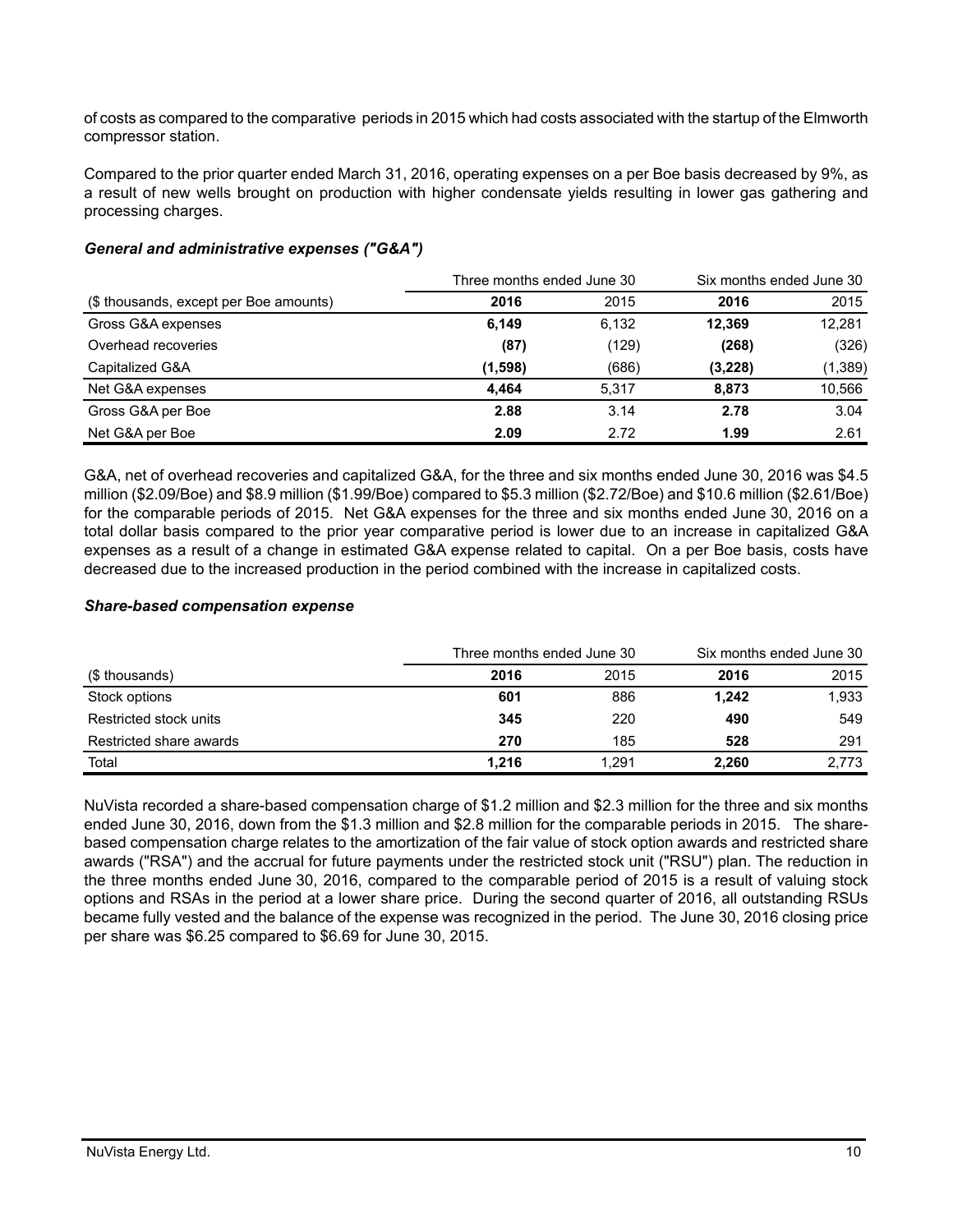of costs as compared to the comparative periods in 2015 which had costs associated with the startup of the Elmworth compressor station.

Compared to the prior quarter ended March 31, 2016, operating expenses on a per Boe basis decreased by 9%, as a result of new wells brought on production with higher condensate yields resulting in lower gas gathering and processing charges.

### *General and administrative expenses ("G&A")*

| | Three months ended June 30 | | Six months ended June 30 | |
|---|---|---|---|---|
| ($ thousands, except per Boe amounts) | **2016** | 2015 | **2016** | 2015 |
| Gross G&A expenses | **6,149** | 6,132 | **12,369** | 12,281 |
| Overhead recoveries | **(87)** | (129) | **(268)** | (326) |
| Capitalized G&A | **(1,598)** | (686) | **(3,228)** | (1,389) |
| Net G&A expenses | **4,464** | 5,317 | **8,873** | 10,566 |
| Gross G&A per Boe | **2.88** | 3.14 | **2.78** | 3.04 |
| Net G&A per Boe | **2.09** | 2.72 | **1.99** | 2.61 |

G&A, net of overhead recoveries and capitalized G&A, for the three and six months ended June 30, 2016 was $4.5 million ($2.09/Boe) and $8.9 million ($1.99/Boe) compared to $5.3 million ($2.72/Boe) and $10.6 million ($2.61/Boe) for the comparable periods of 2015. Net G&A expenses for the three and six months ended June 30, 2016 on a total dollar basis compared to the prior year comparative period is lower due to an increase in capitalized G&A expenses as a result of a change in estimated G&A expense related to capital. On a per Boe basis, costs have decreased due to the increased production in the period combined with the increase in capitalized costs.

### *Share-based compensation expense*

| | Three months ended June 30 | | Six months ended June 30 | |
|---|---|---|---|---|
| ($ thousands) | **2016** | 2015 | **2016** | 2015 |
| Stock options | **601** | 886 | **1,242** | 1,933 |
| Restricted stock units | **345** | 220 | **490** | 549 |
| Restricted share awards | **270** | 185 | **528** | 291 |
| Total | **1,216** | 1,291 | **2,260** | 2,773 |

NuVista recorded a share-based compensation charge of $1.2 million and $2.3 million for the three and six months ended June 30, 2016, down from the $1.3 million and $2.8 million for the comparable periods in 2015. The share-based compensation charge relates to the amortization of the fair value of stock option awards and restricted share awards ("RSA") and the accrual for future payments under the restricted stock unit ("RSU") plan. The reduction in the three months ended June 30, 2016, compared to the comparable period of 2015 is a result of valuing stock options and RSAs in the period at a lower share price. During the second quarter of 2016, all outstanding RSUs became fully vested and the balance of the expense was recognized in the period. The June 30, 2016 closing price per share was $6.25 compared to $6.69 for June 30, 2015.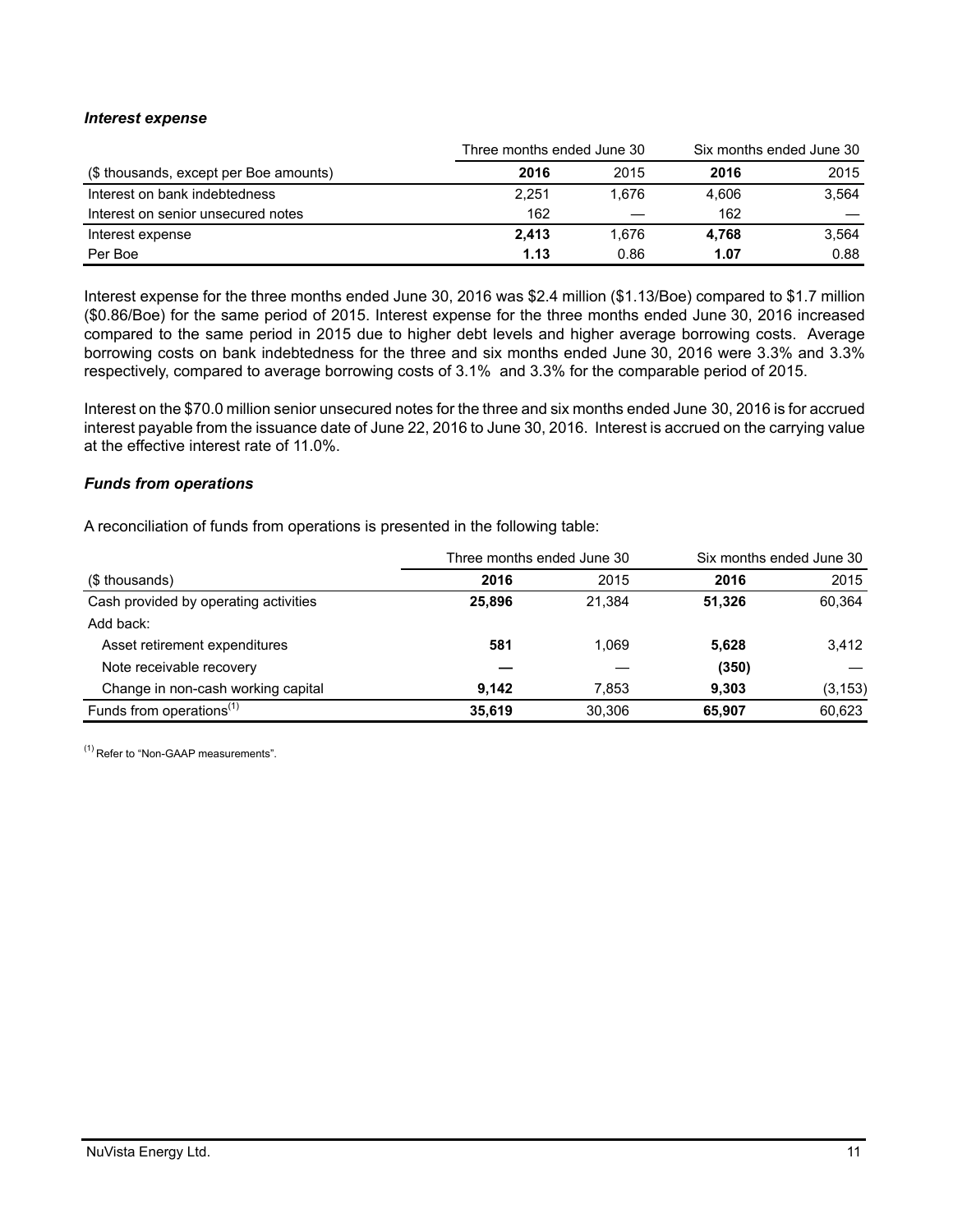### *Interest expense*

| | Three months ended June 30 | | Six months ended June 30 | |
|---|---|---|---|---|
| ($ thousands, except per Boe amounts) | **2016** | 2015 | **2016** | 2015 |
| Interest on bank indebtedness | 2,251 | 1,676 | 4,606 | 3,564 |
| Interest on senior unsecured notes | 162 | — | 162 | — |
| Interest expense | **2,413** | 1,676 | **4,768** | 3,564 |
| Per Boe | **1.13** | 0.86 | **1.07** | 0.88 |

Interest expense for the three months ended June 30, 2016 was $2.4 million ($1.13/Boe) compared to $1.7 million ($0.86/Boe) for the same period of 2015. Interest expense for the three months ended June 30, 2016 increased compared to the same period in 2015 due to higher debt levels and higher average borrowing costs. Average borrowing costs on bank indebtedness for the three and six months ended June 30, 2016 were 3.3% and 3.3% respectively, compared to average borrowing costs of 3.1% and 3.3% for the comparable period of 2015.

Interest on the $70.0 million senior unsecured notes for the three and six months ended June 30, 2016 is for accrued interest payable from the issuance date of June 22, 2016 to June 30, 2016. Interest is accrued on the carrying value at the effective interest rate of 11.0%.

### *Funds from operations*

A reconciliation of funds from operations is presented in the following table:

| | Three months ended June 30 | | Six months ended June 30 | |
|---|---|---|---|---|
| ($ thousands) | **2016** | 2015 | **2016** | 2015 |
| Cash provided by operating activities | **25,896** | 21,384 | **51,326** | 60,364 |
| Add back: | | | | |
| Asset retirement expenditures | **581** | 1,069 | **5,628** | 3,412 |
| Note receivable recovery | **—** | — | **(350)** | — |
| Change in non-cash working capital | **9,142** | 7,853 | **9,303** | (3,153) |
| Funds from operations[(1)] | **35,619** | 30,306 | **65,907** | 60,623 |

[(1)] Refer to "Non-GAAP measurements".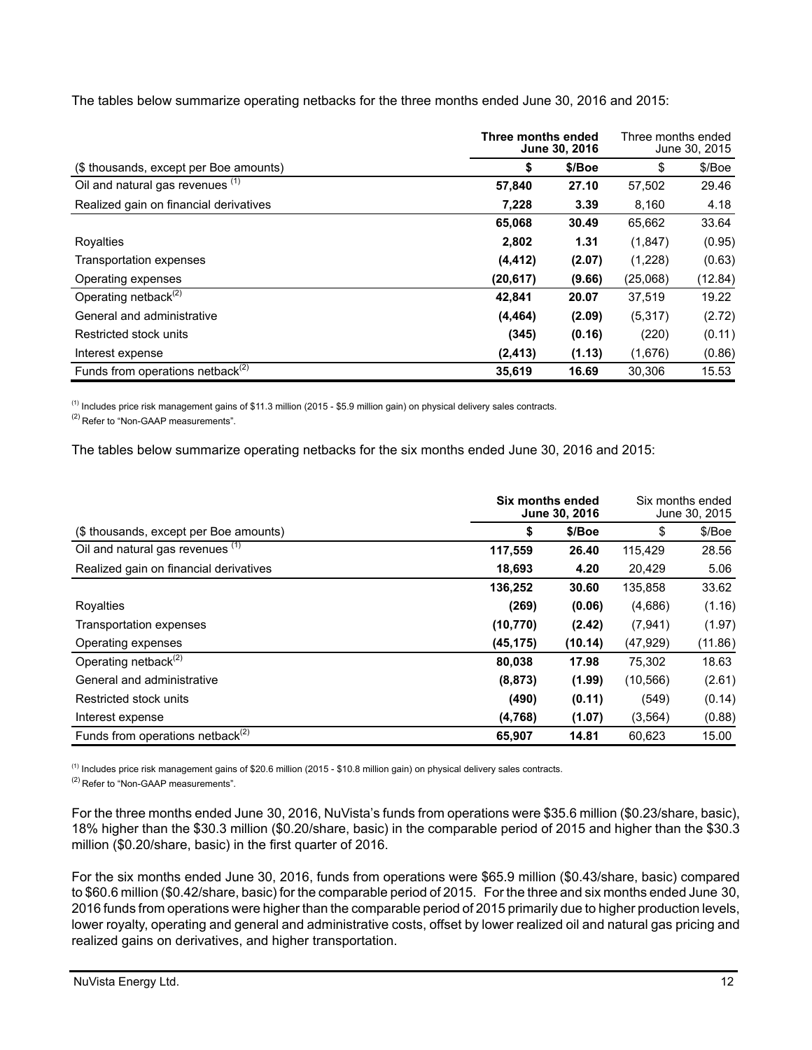The tables below summarize operating netbacks for the three months ended June 30, 2016 and 2015:

| | **Three months ended June 30, 2016** | | Three months ended June 30, 2015 | |
|---|---|---|---|---|
| ($ thousands, except per Boe amounts) | **$** | **$/Boe** | $ | $/Boe |
| Oil and natural gas revenues [(1)] | **57,840** | **27.10** | 57,502 | 29.46 |
| Realized gain on financial derivatives | **7,228** | **3.39** | 8,160 | 4.18 |
| | **65,068** | **30.49** | 65,662 | 33.64 |
| Royalties | **2,802** | **1.31** | (1,847) | (0.95) |
| Transportation expenses | **(4,412)** | **(2.07)** | (1,228) | (0.63) |
| Operating expenses | **(20,617)** | **(9.66)** | (25,068) | (12.84) |
| Operating netback[(2)] | **42,841** | **20.07** | 37,519 | 19.22 |
| General and administrative | **(4,464)** | **(2.09)** | (5,317) | (2.72) |
| Restricted stock units | **(345)** | **(0.16)** | (220) | (0.11) |
| Interest expense | **(2,413)** | **(1.13)** | (1,676) | (0.86) |
| Funds from operations netback[(2)] | **35,619** | **16.69** | 30,306 | 15.53 |

[(1)] Includes price risk management gains of $11.3 million (2015 - $5.9 million gain) on physical delivery sales contracts.
[(2)] Refer to "Non-GAAP measurements".

The tables below summarize operating netbacks for the six months ended June 30, 2016 and 2015:

| | **Six months ended June 30, 2016** | | Six months ended June 30, 2015 | |
|---|---|---|---|---|
| ($ thousands, except per Boe amounts) | **$** | **$/Boe** | $ | $/Boe |
| Oil and natural gas revenues [(1)] | **117,559** | **26.40** | 115,429 | 28.56 |
| Realized gain on financial derivatives | **18,693** | **4.20** | 20,429 | 5.06 |
| | **136,252** | **30.60** | 135,858 | 33.62 |
| Royalties | **(269)** | **(0.06)** | (4,686) | (1.16) |
| Transportation expenses | **(10,770)** | **(2.42)** | (7,941) | (1.97) |
| Operating expenses | **(45,175)** | **(10.14)** | (47,929) | (11.86) |
| Operating netback[(2)] | **80,038** | **17.98** | 75,302 | 18.63 |
| General and administrative | **(8,873)** | **(1.99)** | (10,566) | (2.61) |
| Restricted stock units | **(490)** | **(0.11)** | (549) | (0.14) |
| Interest expense | **(4,768)** | **(1.07)** | (3,564) | (0.88) |
| Funds from operations netback[(2)] | **65,907** | **14.81** | 60,623 | 15.00 |

[(1)] Includes price risk management gains of $20.6 million (2015 - $10.8 million gain) on physical delivery sales contracts.
[(2)] Refer to "Non-GAAP measurements".

For the three months ended June 30, 2016, NuVista's funds from operations were $35.6 million ($0.23/share, basic), 18% higher than the $30.3 million ($0.20/share, basic) in the comparable period of 2015 and higher than the $30.3 million ($0.20/share, basic) in the first quarter of 2016.

For the six months ended June 30, 2016, funds from operations were $65.9 million ($0.43/share, basic) compared to $60.6 million ($0.42/share, basic) for the comparable period of 2015. For the three and six months ended June 30, 2016 funds from operations were higher than the comparable period of 2015 primarily due to higher production levels, lower royalty, operating and general and administrative costs, offset by lower realized oil and natural gas pricing and realized gains on derivatives, and higher transportation.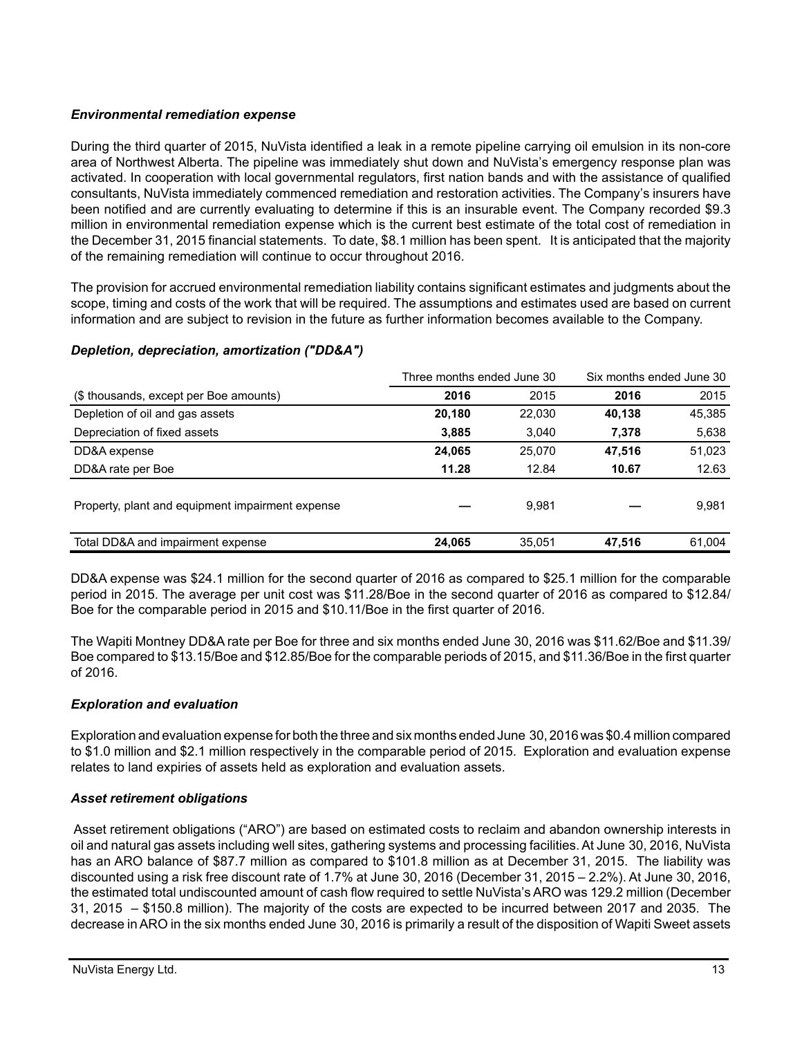### *Environmental remediation expense*

During the third quarter of 2015, NuVista identified a leak in a remote pipeline carrying oil emulsion in its non-core area of Northwest Alberta. The pipeline was immediately shut down and NuVista's emergency response plan was activated. In cooperation with local governmental regulators, first nation bands and with the assistance of qualified consultants, NuVista immediately commenced remediation and restoration activities. The Company's insurers have been notified and are currently evaluating to determine if this is an insurable event. The Company recorded $9.3 million in environmental remediation expense which is the current best estimate of the total cost of remediation in the December 31, 2015 financial statements. To date, $8.1 million has been spent. It is anticipated that the majority of the remaining remediation will continue to occur throughout 2016.

The provision for accrued environmental remediation liability contains significant estimates and judgments about the scope, timing and costs of the work that will be required. The assumptions and estimates used are based on current information and are subject to revision in the future as further information becomes available to the Company.

### *Depletion, depreciation, amortization ("DD&A")*

| | Three months ended June 30 | | Six months ended June 30 | |
|---|---|---|---|---|
| ($ thousands, except per Boe amounts) | **2016** | 2015 | **2016** | 2015 |
| Depletion of oil and gas assets | **20,180** | 22,030 | **40,138** | 45,385 |
| Depreciation of fixed assets | **3,885** | 3,040 | **7,378** | 5,638 |
| DD&A expense | **24,065** | 25,070 | **47,516** | 51,023 |
| DD&A rate per Boe | **11.28** | 12.84 | **10.67** | 12.63 |
| Property, plant and equipment impairment expense | **—** | 9,981 | **—** | 9,981 |
| Total DD&A and impairment expense | **24,065** | 35,051 | **47,516** | 61,004 |

DD&A expense was $24.1 million for the second quarter of 2016 as compared to $25.1 million for the comparable period in 2015. The average per unit cost was $11.28/Boe in the second quarter of 2016 as compared to $12.84/Boe for the comparable period in 2015 and $10.11/Boe in the first quarter of 2016.

The Wapiti Montney DD&A rate per Boe for three and six months ended June 30, 2016 was $11.62/Boe and $11.39/Boe compared to $13.15/Boe and $12.85/Boe for the comparable periods of 2015, and $11.36/Boe in the first quarter of 2016.

### *Exploration and evaluation*

Exploration and evaluation expense for both the three and six months ended June 30, 2016 was $0.4 million compared to $1.0 million and $2.1 million respectively in the comparable period of 2015. Exploration and evaluation expense relates to land expiries of assets held as exploration and evaluation assets.

### *Asset retirement obligations*

Asset retirement obligations ("ARO") are based on estimated costs to reclaim and abandon ownership interests in oil and natural gas assets including well sites, gathering systems and processing facilities. At June 30, 2016, NuVista has an ARO balance of $87.7 million as compared to $101.8 million as at December 31, 2015. The liability was discounted using a risk free discount rate of 1.7% at June 30, 2016 (December 31, 2015 – 2.2%). At June 30, 2016, the estimated total undiscounted amount of cash flow required to settle NuVista's ARO was 129.2 million (December 31, 2015 – $150.8 million). The majority of the costs are expected to be incurred between 2017 and 2035. The decrease in ARO in the six months ended June 30, 2016 is primarily a result of the disposition of Wapiti Sweet assets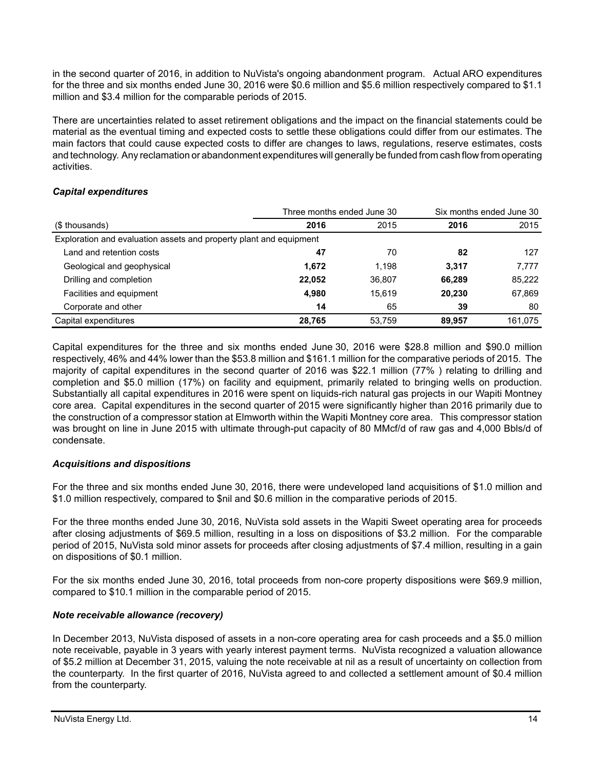in the second quarter of 2016, in addition to NuVista's ongoing abandonment program. Actual ARO expenditures for the three and six months ended June 30, 2016 were $0.6 million and $5.6 million respectively compared to $1.1 million and $3.4 million for the comparable periods of 2015.

There are uncertainties related to asset retirement obligations and the impact on the financial statements could be material as the eventual timing and expected costs to settle these obligations could differ from our estimates. The main factors that could cause expected costs to differ are changes to laws, regulations, reserve estimates, costs and technology. Any reclamation or abandonment expenditures will generally be funded from cash flow from operating activities.

### *Capital expenditures*

| | Three months ended June 30 | | Six months ended June 30 | |
|---|---|---|---|---|
| ($ thousands) | **2016** | 2015 | **2016** | 2015 |
| Exploration and evaluation assets and property plant and equipment | | | | |
| Land and retention costs | **47** | 70 | **82** | 127 |
| Geological and geophysical | **1,672** | 1,198 | **3,317** | 7,777 |
| Drilling and completion | **22,052** | 36,807 | **66,289** | 85,222 |
| Facilities and equipment | **4,980** | 15,619 | **20,230** | 67,869 |
| Corporate and other | **14** | 65 | **39** | 80 |
| Capital expenditures | **28,765** | 53,759 | **89,957** | 161,075 |

Capital expenditures for the three and six months ended June 30, 2016 were $28.8 million and $90.0 million respectively, 46% and 44% lower than the $53.8 million and $161.1 million for the comparative periods of 2015. The majority of capital expenditures in the second quarter of 2016 was $22.1 million (77% ) relating to drilling and completion and $5.0 million (17%) on facility and equipment, primarily related to bringing wells on production. Substantially all capital expenditures in 2016 were spent on liquids-rich natural gas projects in our Wapiti Montney core area. Capital expenditures in the second quarter of 2015 were significantly higher than 2016 primarily due to the construction of a compressor station at Elmworth within the Wapiti Montney core area. This compressor station was brought on line in June 2015 with ultimate through-put capacity of 80 MMcf/d of raw gas and 4,000 Bbls/d of condensate.

### *Acquisitions and dispositions*

For the three and six months ended June 30, 2016, there were undeveloped land acquisitions of $1.0 million and $1.0 million respectively, compared to $nil and $0.6 million in the comparative periods of 2015.

For the three months ended June 30, 2016, NuVista sold assets in the Wapiti Sweet operating area for proceeds after closing adjustments of $69.5 million, resulting in a loss on dispositions of $3.2 million. For the comparable period of 2015, NuVista sold minor assets for proceeds after closing adjustments of $7.4 million, resulting in a gain on dispositions of $0.1 million.

For the six months ended June 30, 2016, total proceeds from non-core property dispositions were $69.9 million, compared to $10.1 million in the comparable period of 2015.

### *Note receivable allowance (recovery)*

In December 2013, NuVista disposed of assets in a non-core operating area for cash proceeds and a $5.0 million note receivable, payable in 3 years with yearly interest payment terms. NuVista recognized a valuation allowance of $5.2 million at December 31, 2015, valuing the note receivable at nil as a result of uncertainty on collection from the counterparty. In the first quarter of 2016, NuVista agreed to and collected a settlement amount of $0.4 million from the counterparty.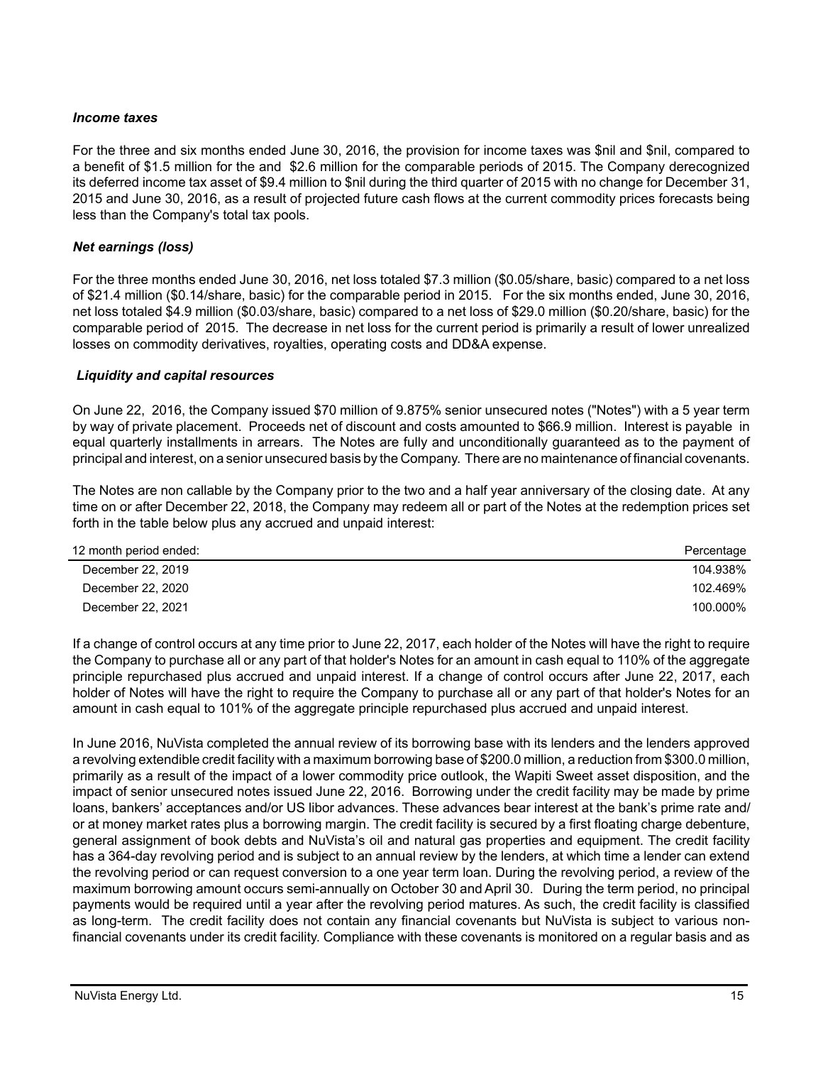### *Income taxes*

For the three and six months ended June 30, 2016, the provision for income taxes was $nil and $nil, compared to a benefit of $1.5 million for the and  $2.6 million for the comparable periods of 2015. The Company derecognized its deferred income tax asset of $9.4 million to $nil during the third quarter of 2015 with no change for December 31, 2015 and June 30, 2016, as a result of projected future cash flows at the current commodity prices forecasts being less than the Company's total tax pools.

### *Net earnings (loss)*

For the three months ended June 30, 2016, net loss totaled $7.3 million ($0.05/share, basic) compared to a net loss of $21.4 million ($0.14/share, basic) for the comparable period in 2015.   For the six months ended, June 30, 2016, net loss totaled $4.9 million ($0.03/share, basic) compared to a net loss of $29.0 million ($0.20/share, basic) for the comparable period of  2015.  The decrease in net loss for the current period is primarily a result of lower unrealized losses on commodity derivatives, royalties, operating costs and DD&A expense.

### *Liquidity and capital resources*

On June 22,  2016, the Company issued $70 million of 9.875% senior unsecured notes ("Notes") with a 5 year term by way of private placement.  Proceeds net of discount and costs amounted to $66.9 million.  Interest is payable  in equal quarterly installments in arrears.  The Notes are fully and unconditionally guaranteed as to the payment of principal and interest, on a senior unsecured basis by the Company.  There are no maintenance of financial covenants.

The Notes are non callable by the Company prior to the two and a half year anniversary of the closing date.  At any time on or after December 22, 2018, the Company may redeem all or part of the Notes at the redemption prices set forth in the table below plus any accrued and unpaid interest:

| 12 month period ended: | Percentage |
|---|---|
| December 22, 2019 | 104.938% |
| December 22, 2020 | 102.469% |
| December 22, 2021 | 100.000% |

If a change of control occurs at any time prior to June 22, 2017, each holder of the Notes will have the right to require the Company to purchase all or any part of that holder's Notes for an amount in cash equal to 110% of the aggregate principle repurchased plus accrued and unpaid interest. If a change of control occurs after June 22, 2017, each holder of Notes will have the right to require the Company to purchase all or any part of that holder's Notes for an amount in cash equal to 101% of the aggregate principle repurchased plus accrued and unpaid interest.

In June 2016, NuVista completed the annual review of its borrowing base with its lenders and the lenders approved a revolving extendible credit facility with a maximum borrowing base of $200.0 million, a reduction from $300.0 million, primarily as a result of the impact of a lower commodity price outlook, the Wapiti Sweet asset disposition, and the impact of senior unsecured notes issued June 22, 2016.  Borrowing under the credit facility may be made by prime loans, bankers' acceptances and/or US libor advances. These advances bear interest at the bank's prime rate and/ or at money market rates plus a borrowing margin. The credit facility is secured by a first floating charge debenture, general assignment of book debts and NuVista's oil and natural gas properties and equipment. The credit facility has a 364-day revolving period and is subject to an annual review by the lenders, at which time a lender can extend the revolving period or can request conversion to a one year term loan. During the revolving period, a review of the maximum borrowing amount occurs semi-annually on October 30 and April 30.   During the term period, no principal payments would be required until a year after the revolving period matures. As such, the credit facility is classified as long-term.  The credit facility does not contain any financial covenants but NuVista is subject to various non-financial covenants under its credit facility. Compliance with these covenants is monitored on a regular basis and as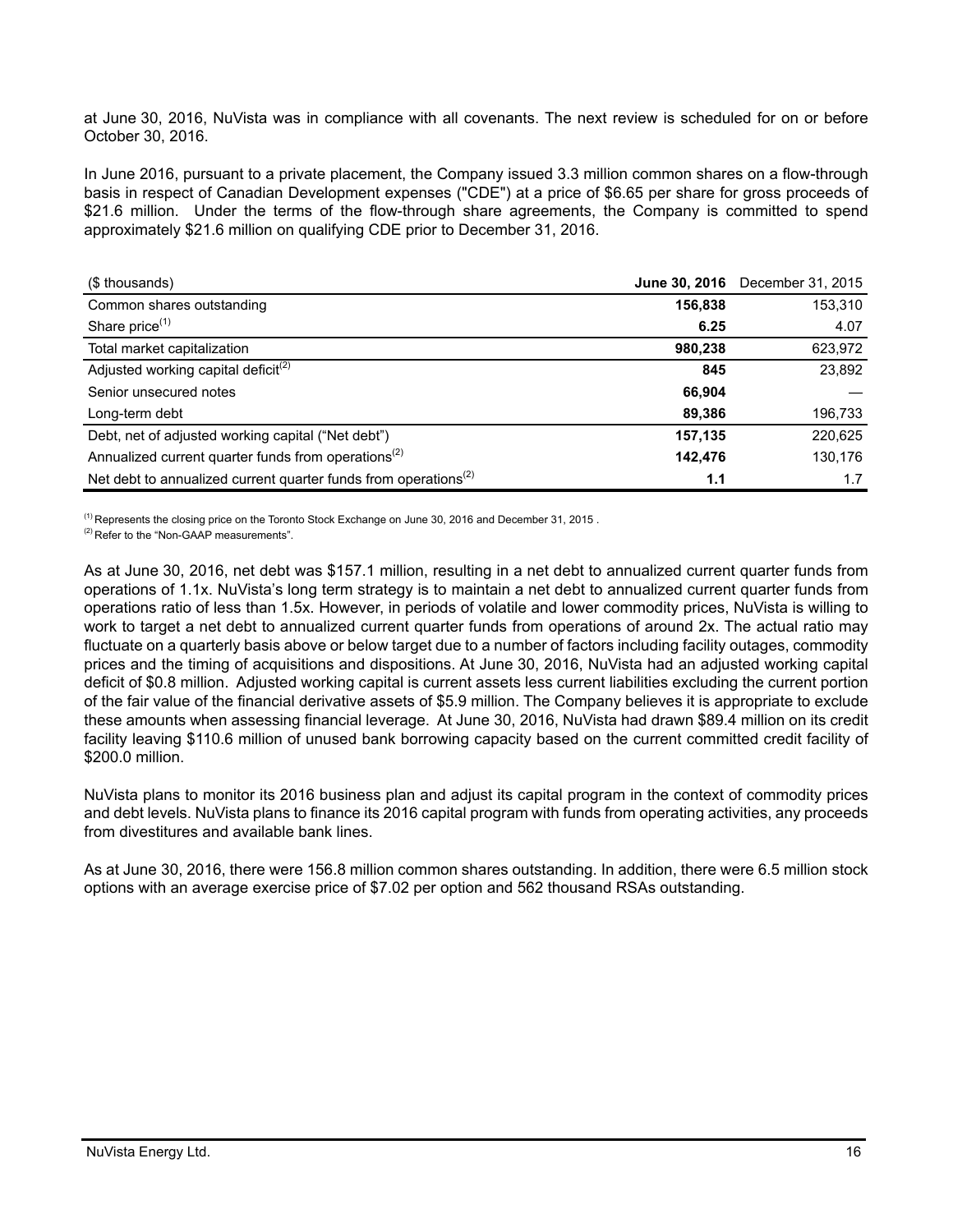at June 30, 2016, NuVista was in compliance with all covenants. The next review is scheduled for on or before October 30, 2016.

In June 2016, pursuant to a private placement, the Company issued 3.3 million common shares on a flow-through basis in respect of Canadian Development expenses ("CDE") at a price of $6.65 per share for gross proceeds of $21.6 million. Under the terms of the flow-through share agreements, the Company is committed to spend approximately $21.6 million on qualifying CDE prior to December 31, 2016.

| ($ thousands) | **June 30, 2016** | December 31, 2015 |
|---|---|---|
| Common shares outstanding | **156,838** | 153,310 |
| Share price[(1)] | **6.25** | 4.07 |
| Total market capitalization | **980,238** | 623,972 |
| Adjusted working capital deficit[(2)] | **845** | 23,892 |
| Senior unsecured notes | **66,904** | — |
| Long-term debt | **89,386** | 196,733 |
| Debt, net of adjusted working capital ("Net debt") | **157,135** | 220,625 |
| Annualized current quarter funds from operations[(2)] | **142,476** | 130,176 |
| Net debt to annualized current quarter funds from operations[(2)] | **1.1** | 1.7 |

[(1)] Represents the closing price on the Toronto Stock Exchange on June 30, 2016 and December 31, 2015 .
[(2)] Refer to the "Non-GAAP measurements".

As at June 30, 2016, net debt was $157.1 million, resulting in a net debt to annualized current quarter funds from operations of 1.1x. NuVista's long term strategy is to maintain a net debt to annualized current quarter funds from operations ratio of less than 1.5x. However, in periods of volatile and lower commodity prices, NuVista is willing to work to target a net debt to annualized current quarter funds from operations of around 2x. The actual ratio may fluctuate on a quarterly basis above or below target due to a number of factors including facility outages, commodity prices and the timing of acquisitions and dispositions. At June 30, 2016, NuVista had an adjusted working capital deficit of $0.8 million. Adjusted working capital is current assets less current liabilities excluding the current portion of the fair value of the financial derivative assets of $5.9 million. The Company believes it is appropriate to exclude these amounts when assessing financial leverage. At June 30, 2016, NuVista had drawn $89.4 million on its credit facility leaving $110.6 million of unused bank borrowing capacity based on the current committed credit facility of $200.0 million.

NuVista plans to monitor its 2016 business plan and adjust its capital program in the context of commodity prices and debt levels. NuVista plans to finance its 2016 capital program with funds from operating activities, any proceeds from divestitures and available bank lines.

As at June 30, 2016, there were 156.8 million common shares outstanding. In addition, there were 6.5 million stock options with an average exercise price of $7.02 per option and 562 thousand RSAs outstanding.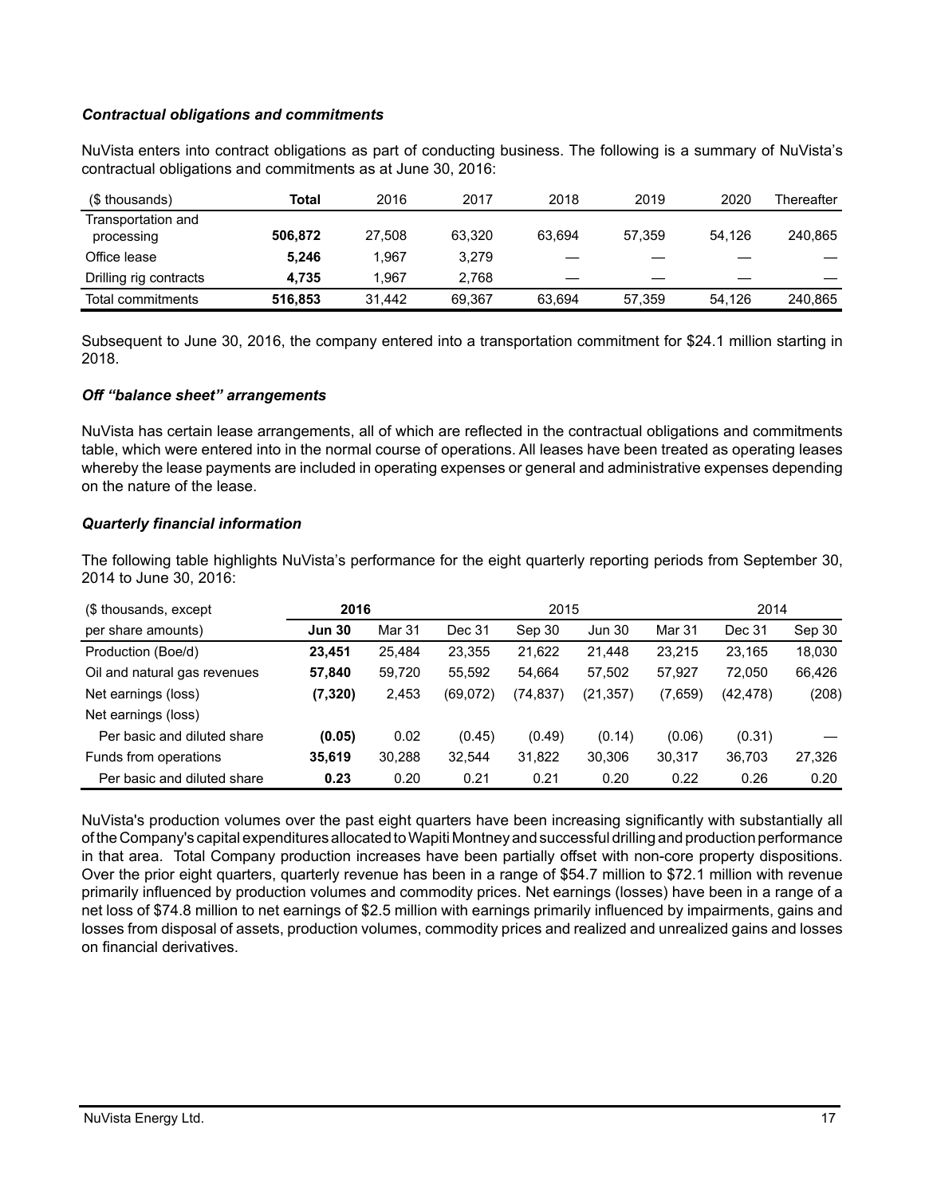### *Contractual obligations and commitments*

NuVista enters into contract obligations as part of conducting business. The following is a summary of NuVista's contractual obligations and commitments as at June 30, 2016:

| ($ thousands) | **Total** | 2016 | 2017 | 2018 | 2019 | 2020 | Thereafter |
|---|---|---|---|---|---|---|---|
| Transportation and processing | **506,872** | 27,508 | 63,320 | 63,694 | 57,359 | 54,126 | 240,865 |
| Office lease | **5,246** | 1,967 | 3,279 | — | — | — | — |
| Drilling rig contracts | **4,735** | 1,967 | 2,768 | — | — | — | — |
| Total commitments | **516,853** | 31,442 | 69,367 | 63,694 | 57,359 | 54,126 | 240,865 |

Subsequent to June 30, 2016, the company entered into a transportation commitment for $24.1 million starting in 2018.

### *Off "balance sheet" arrangements*

NuVista has certain lease arrangements, all of which are reflected in the contractual obligations and commitments table, which were entered into in the normal course of operations. All leases have been treated as operating leases whereby the lease payments are included in operating expenses or general and administrative expenses depending on the nature of the lease.

### *Quarterly financial information*

The following table highlights NuVista's performance for the eight quarterly reporting periods from September 30, 2014 to June 30, 2016:

| ($ thousands, except | **2016** | | 2015 | | | | 2014 | |
|---|---|---|---|---|---|---|---|---|
| per share amounts) | **Jun 30** | Mar 31 | Dec 31 | Sep 30 | Jun 30 | Mar 31 | Dec 31 | Sep 30 |
| Production (Boe/d) | **23,451** | 25,484 | 23,355 | 21,622 | 21,448 | 23,215 | 23,165 | 18,030 |
| Oil and natural gas revenues | **57,840** | 59,720 | 55,592 | 54,664 | 57,502 | 57,927 | 72,050 | 66,426 |
| Net earnings (loss) | **(7,320)** | 2,453 | (69,072) | (74,837) | (21,357) | (7,659) | (42,478) | (208) |
| Net earnings (loss) | | | | | | | | |
| Per basic and diluted share | **(0.05)** | 0.02 | (0.45) | (0.49) | (0.14) | (0.06) | (0.31) | — |
| Funds from operations | **35,619** | 30,288 | 32,544 | 31,822 | 30,306 | 30,317 | 36,703 | 27,326 |
| Per basic and diluted share | **0.23** | 0.20 | 0.21 | 0.21 | 0.20 | 0.22 | 0.26 | 0.20 |

NuVista's production volumes over the past eight quarters have been increasing significantly with substantially all of the Company's capital expenditures allocated to Wapiti Montney and successful drilling and production performance in that area. Total Company production increases have been partially offset with non-core property dispositions. Over the prior eight quarters, quarterly revenue has been in a range of $54.7 million to $72.1 million with revenue primarily influenced by production volumes and commodity prices. Net earnings (losses) have been in a range of a net loss of $74.8 million to net earnings of $2.5 million with earnings primarily influenced by impairments, gains and losses from disposal of assets, production volumes, commodity prices and realized and unrealized gains and losses on financial derivatives.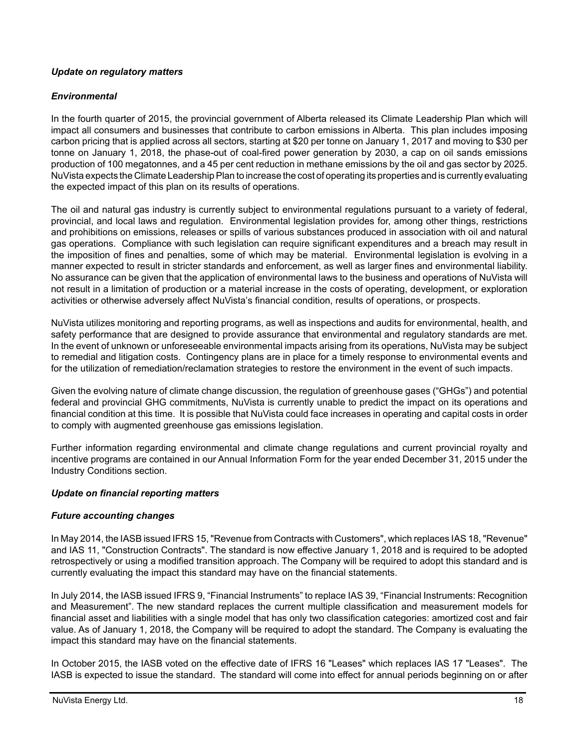***Update on regulatory matters***

***Environmental***

In the fourth quarter of 2015, the provincial government of Alberta released its Climate Leadership Plan which will impact all consumers and businesses that contribute to carbon emissions in Alberta. This plan includes imposing carbon pricing that is applied across all sectors, starting at $20 per tonne on January 1, 2017 and moving to $30 per tonne on January 1, 2018, the phase-out of coal-fired power generation by 2030, a cap on oil sands emissions production of 100 megatonnes, and a 45 per cent reduction in methane emissions by the oil and gas sector by 2025. NuVista expects the Climate Leadership Plan to increase the cost of operating its properties and is currently evaluating the expected impact of this plan on its results of operations.

The oil and natural gas industry is currently subject to environmental regulations pursuant to a variety of federal, provincial, and local laws and regulation. Environmental legislation provides for, among other things, restrictions and prohibitions on emissions, releases or spills of various substances produced in association with oil and natural gas operations. Compliance with such legislation can require significant expenditures and a breach may result in the imposition of fines and penalties, some of which may be material. Environmental legislation is evolving in a manner expected to result in stricter standards and enforcement, as well as larger fines and environmental liability. No assurance can be given that the application of environmental laws to the business and operations of NuVista will not result in a limitation of production or a material increase in the costs of operating, development, or exploration activities or otherwise adversely affect NuVista's financial condition, results of operations, or prospects.

NuVista utilizes monitoring and reporting programs, as well as inspections and audits for environmental, health, and safety performance that are designed to provide assurance that environmental and regulatory standards are met. In the event of unknown or unforeseeable environmental impacts arising from its operations, NuVista may be subject to remedial and litigation costs. Contingency plans are in place for a timely response to environmental events and for the utilization of remediation/reclamation strategies to restore the environment in the event of such impacts.

Given the evolving nature of climate change discussion, the regulation of greenhouse gases ("GHGs") and potential federal and provincial GHG commitments, NuVista is currently unable to predict the impact on its operations and financial condition at this time. It is possible that NuVista could face increases in operating and capital costs in order to comply with augmented greenhouse gas emissions legislation.

Further information regarding environmental and climate change regulations and current provincial royalty and incentive programs are contained in our Annual Information Form for the year ended December 31, 2015 under the Industry Conditions section.

***Update on financial reporting matters***

***Future accounting changes***

In May 2014, the IASB issued IFRS 15, "Revenue from Contracts with Customers", which replaces IAS 18, "Revenue" and IAS 11, "Construction Contracts". The standard is now effective January 1, 2018 and is required to be adopted retrospectively or using a modified transition approach. The Company will be required to adopt this standard and is currently evaluating the impact this standard may have on the financial statements.

In July 2014, the IASB issued IFRS 9, "Financial Instruments" to replace IAS 39, "Financial Instruments: Recognition and Measurement". The new standard replaces the current multiple classification and measurement models for financial asset and liabilities with a single model that has only two classification categories: amortized cost and fair value. As of January 1, 2018, the Company will be required to adopt the standard. The Company is evaluating the impact this standard may have on the financial statements.

In October 2015, the IASB voted on the effective date of IFRS 16 "Leases" which replaces IAS 17 "Leases". The IASB is expected to issue the standard. The standard will come into effect for annual periods beginning on or after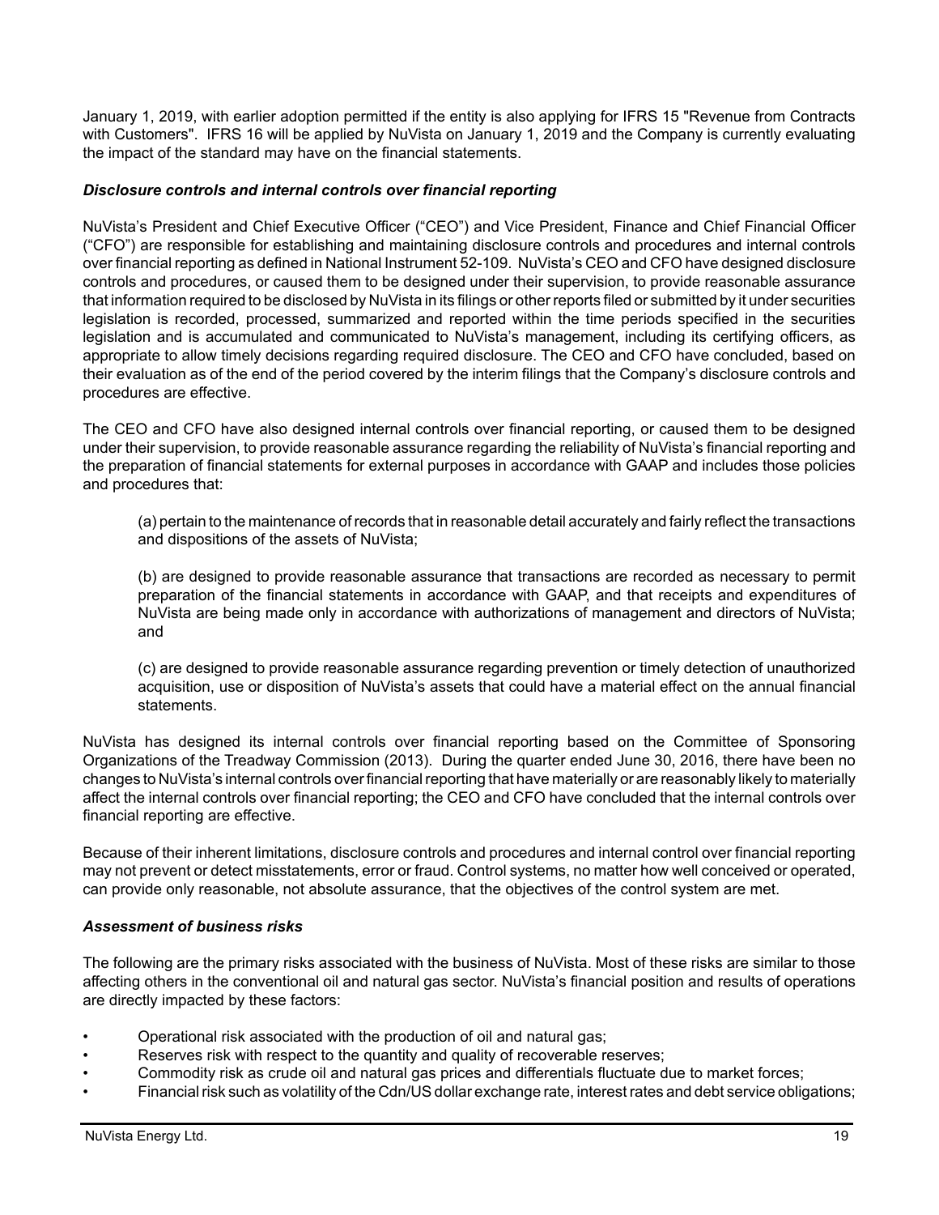January 1, 2019, with earlier adoption permitted if the entity is also applying for IFRS 15 "Revenue from Contracts with Customers". IFRS 16 will be applied by NuVista on January 1, 2019 and the Company is currently evaluating the impact of the standard may have on the financial statements.

### *Disclosure controls and internal controls over financial reporting*

NuVista's President and Chief Executive Officer ("CEO") and Vice President, Finance and Chief Financial Officer ("CFO") are responsible for establishing and maintaining disclosure controls and procedures and internal controls over financial reporting as defined in National Instrument 52-109. NuVista's CEO and CFO have designed disclosure controls and procedures, or caused them to be designed under their supervision, to provide reasonable assurance that information required to be disclosed by NuVista in its filings or other reports filed or submitted by it under securities legislation is recorded, processed, summarized and reported within the time periods specified in the securities legislation and is accumulated and communicated to NuVista's management, including its certifying officers, as appropriate to allow timely decisions regarding required disclosure. The CEO and CFO have concluded, based on their evaluation as of the end of the period covered by the interim filings that the Company's disclosure controls and procedures are effective.

The CEO and CFO have also designed internal controls over financial reporting, or caused them to be designed under their supervision, to provide reasonable assurance regarding the reliability of NuVista's financial reporting and the preparation of financial statements for external purposes in accordance with GAAP and includes those policies and procedures that:

(a) pertain to the maintenance of records that in reasonable detail accurately and fairly reflect the transactions and dispositions of the assets of NuVista;

(b) are designed to provide reasonable assurance that transactions are recorded as necessary to permit preparation of the financial statements in accordance with GAAP, and that receipts and expenditures of NuVista are being made only in accordance with authorizations of management and directors of NuVista; and

(c) are designed to provide reasonable assurance regarding prevention or timely detection of unauthorized acquisition, use or disposition of NuVista's assets that could have a material effect on the annual financial statements.

NuVista has designed its internal controls over financial reporting based on the Committee of Sponsoring Organizations of the Treadway Commission (2013). During the quarter ended June 30, 2016, there have been no changes to NuVista's internal controls over financial reporting that have materially or are reasonably likely to materially affect the internal controls over financial reporting; the CEO and CFO have concluded that the internal controls over financial reporting are effective.

Because of their inherent limitations, disclosure controls and procedures and internal control over financial reporting may not prevent or detect misstatements, error or fraud. Control systems, no matter how well conceived or operated, can provide only reasonable, not absolute assurance, that the objectives of the control system are met.

### *Assessment of business risks*

The following are the primary risks associated with the business of NuVista. Most of these risks are similar to those affecting others in the conventional oil and natural gas sector. NuVista's financial position and results of operations are directly impacted by these factors:

- Operational risk associated with the production of oil and natural gas;
- Reserves risk with respect to the quantity and quality of recoverable reserves;
- Commodity risk as crude oil and natural gas prices and differentials fluctuate due to market forces;
- Financial risk such as volatility of the Cdn/US dollar exchange rate, interest rates and debt service obligations;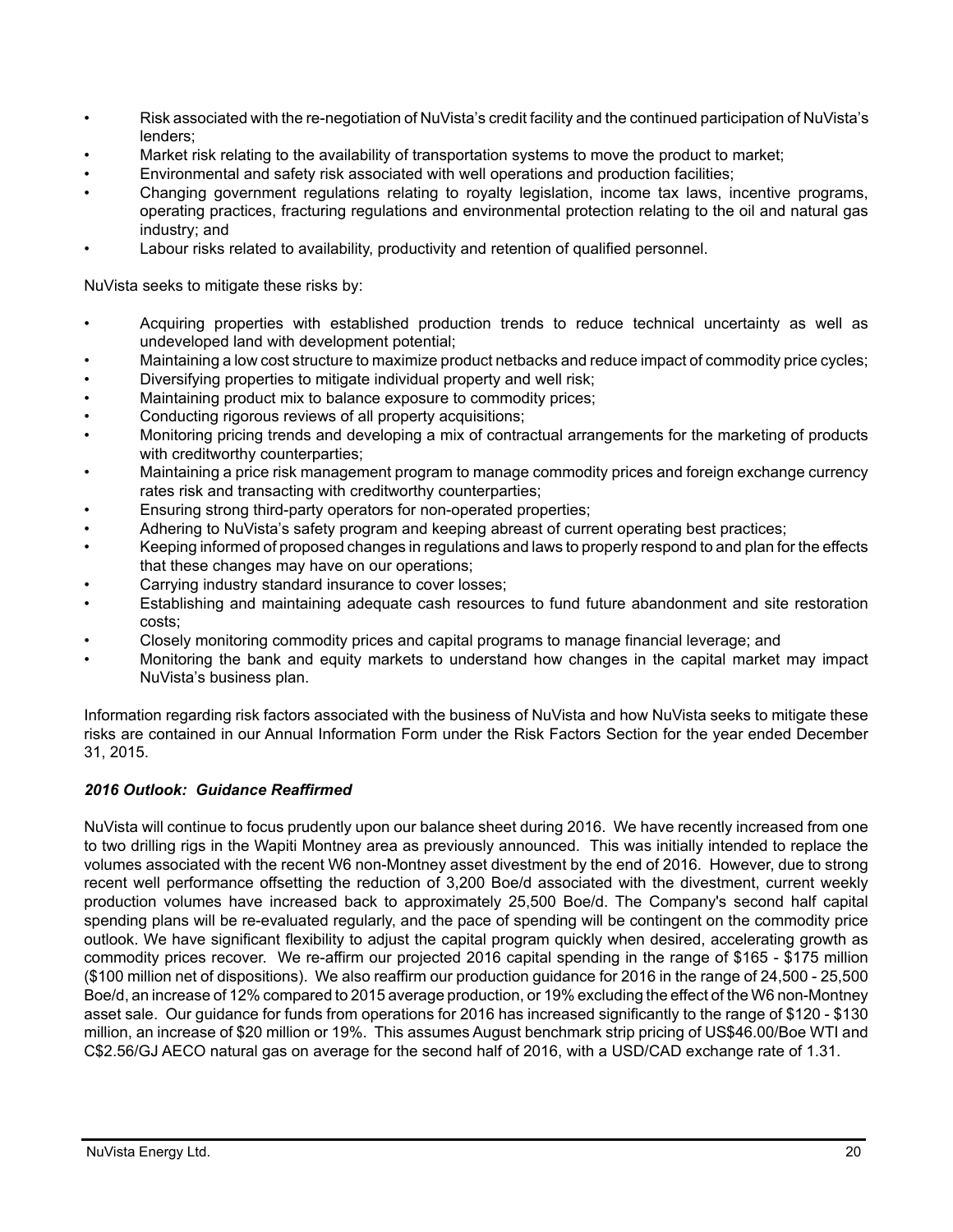- Risk associated with the re-negotiation of NuVista's credit facility and the continued participation of NuVista's lenders;
- Market risk relating to the availability of transportation systems to move the product to market;
- Environmental and safety risk associated with well operations and production facilities;
- Changing government regulations relating to royalty legislation, income tax laws, incentive programs, operating practices, fracturing regulations and environmental protection relating to the oil and natural gas industry; and
- Labour risks related to availability, productivity and retention of qualified personnel.

NuVista seeks to mitigate these risks by:

- Acquiring properties with established production trends to reduce technical uncertainty as well as undeveloped land with development potential;
- Maintaining a low cost structure to maximize product netbacks and reduce impact of commodity price cycles;
- Diversifying properties to mitigate individual property and well risk;
- Maintaining product mix to balance exposure to commodity prices;
- Conducting rigorous reviews of all property acquisitions;
- Monitoring pricing trends and developing a mix of contractual arrangements for the marketing of products with creditworthy counterparties;
- Maintaining a price risk management program to manage commodity prices and foreign exchange currency rates risk and transacting with creditworthy counterparties;
- Ensuring strong third-party operators for non-operated properties;
- Adhering to NuVista's safety program and keeping abreast of current operating best practices;
- Keeping informed of proposed changes in regulations and laws to properly respond to and plan for the effects that these changes may have on our operations;
- Carrying industry standard insurance to cover losses;
- Establishing and maintaining adequate cash resources to fund future abandonment and site restoration costs;
- Closely monitoring commodity prices and capital programs to manage financial leverage; and
- Monitoring the bank and equity markets to understand how changes in the capital market may impact NuVista's business plan.

Information regarding risk factors associated with the business of NuVista and how NuVista seeks to mitigate these risks are contained in our Annual Information Form under the Risk Factors Section for the year ended December 31, 2015.

***2016 Outlook: Guidance Reaffirmed***

NuVista will continue to focus prudently upon our balance sheet during 2016. We have recently increased from one to two drilling rigs in the Wapiti Montney area as previously announced. This was initially intended to replace the volumes associated with the recent W6 non-Montney asset divestment by the end of 2016. However, due to strong recent well performance offsetting the reduction of 3,200 Boe/d associated with the divestment, current weekly production volumes have increased back to approximately 25,500 Boe/d. The Company's second half capital spending plans will be re-evaluated regularly, and the pace of spending will be contingent on the commodity price outlook. We have significant flexibility to adjust the capital program quickly when desired, accelerating growth as commodity prices recover. We re-affirm our projected 2016 capital spending in the range of \$165 - \$175 million (\$100 million net of dispositions). We also reaffirm our production guidance for 2016 in the range of 24,500 - 25,500 Boe/d, an increase of 12% compared to 2015 average production, or 19% excluding the effect of the W6 non-Montney asset sale. Our guidance for funds from operations for 2016 has increased significantly to the range of \$120 - \$130 million, an increase of \$20 million or 19%. This assumes August benchmark strip pricing of US\$46.00/Boe WTI and C\$2.56/GJ AECO natural gas on average for the second half of 2016, with a USD/CAD exchange rate of 1.31.